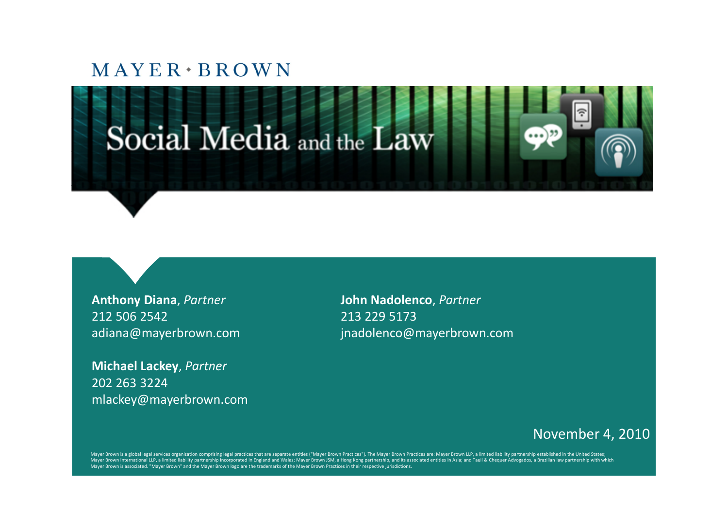MAYER • BROWN

# Social Media and the Law

**Anthony Diana**, *Partner*
212 506 2542
adiana@mayerbrown.com

**Michael Lackey**, *Partner*
202 263 3224
mlackey@mayerbrown.com

**John Nadolenco**, *Partner*
213 229 5173
jnadolenco@mayerbrown.com

November 4, 2010

Mayer Brown is a global legal services organization comprising legal practices that are separate entities ("Mayer Brown Practices"). The Mayer Brown Practices are: Mayer Brown LLP, a limited liability partnership established in the United States; Mayer Brown International LLP, a limited liability partnership incorporated in England and Wales; Mayer Brown JSM, a Hong Kong partnership, and its associated entities in Asia; and Tauil & Chequer Advogados, a Brazilian law partnership with which Mayer Brown is associated. "Mayer Brown" and the Mayer Brown logo are the trademarks of the Mayer Brown Practices in their respective jurisdictions.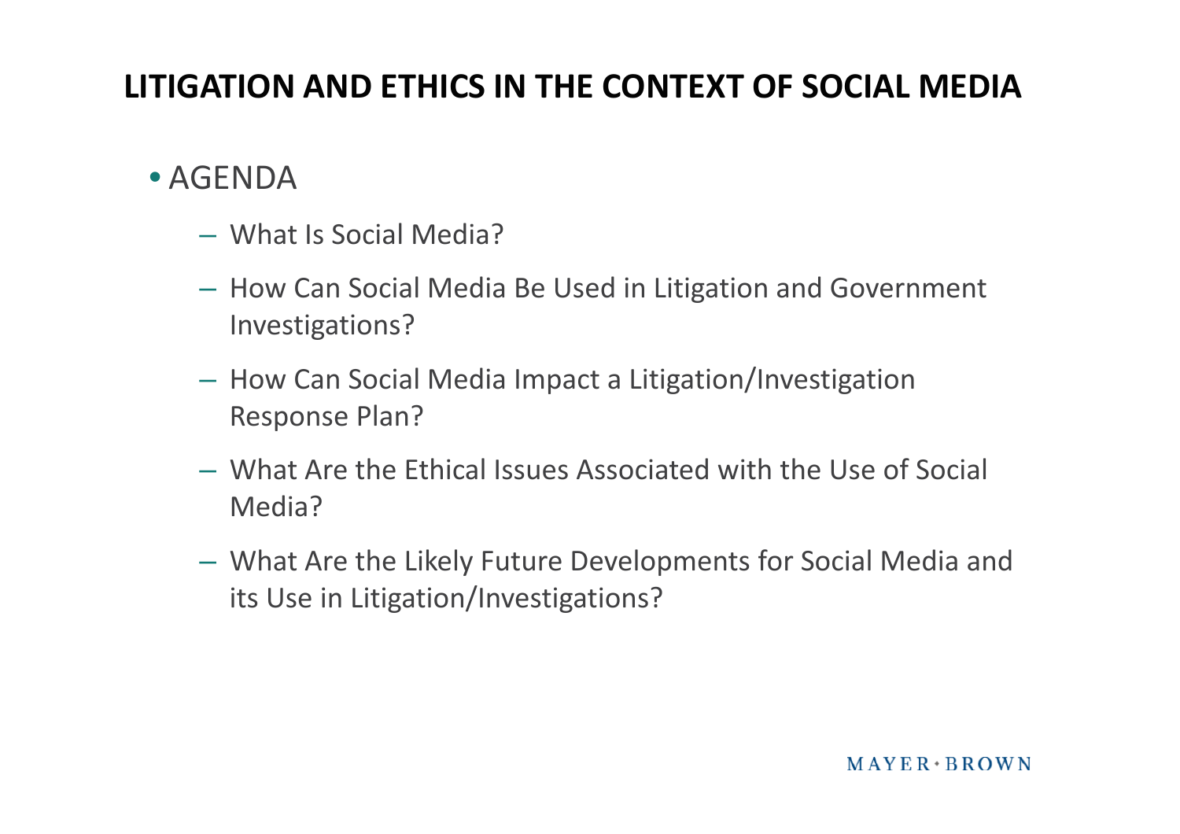# LITIGATION AND ETHICS IN THE CONTEXT OF SOCIAL MEDIA

- AGENDA
  - What Is Social Media?
  - How Can Social Media Be Used in Litigation and Government Investigations?
  - How Can Social Media Impact a Litigation/Investigation Response Plan?
  - What Are the Ethical Issues Associated with the Use of Social Media?
  - What Are the Likely Future Developments for Social Media and its Use in Litigation/Investigations?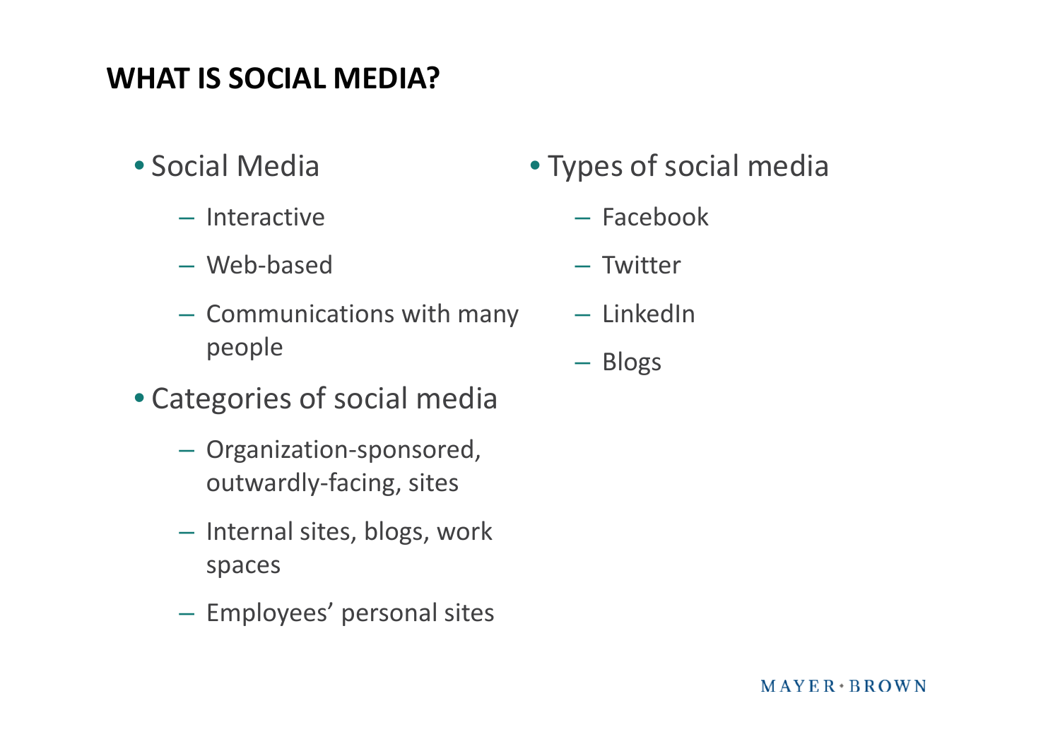## WHAT IS SOCIAL MEDIA?

- Social Media
  - Interactive
  - Web-based
  - Communications with many people
- Categories of social media
  - Organization-sponsored, outwardly-facing, sites
  - Internal sites, blogs, work spaces
  - Employees' personal sites
- Types of social media
  - Facebook
  - Twitter
  - LinkedIn
  - Blogs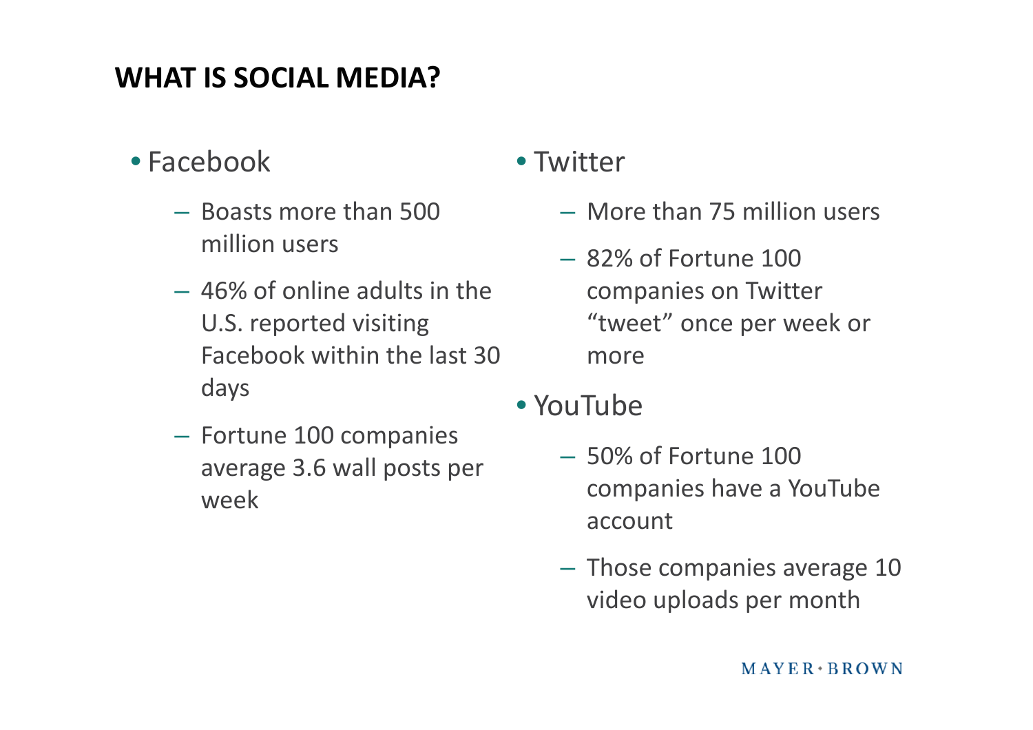## WHAT IS SOCIAL MEDIA?

- Facebook
  - Boasts more than 500 million users
  - 46% of online adults in the U.S. reported visiting Facebook within the last 30 days
  - Fortune 100 companies average 3.6 wall posts per week
- Twitter
  - More than 75 million users
  - 82% of Fortune 100 companies on Twitter "tweet" once per week or more
- YouTube
  - 50% of Fortune 100 companies have a YouTube account
  - Those companies average 10 video uploads per month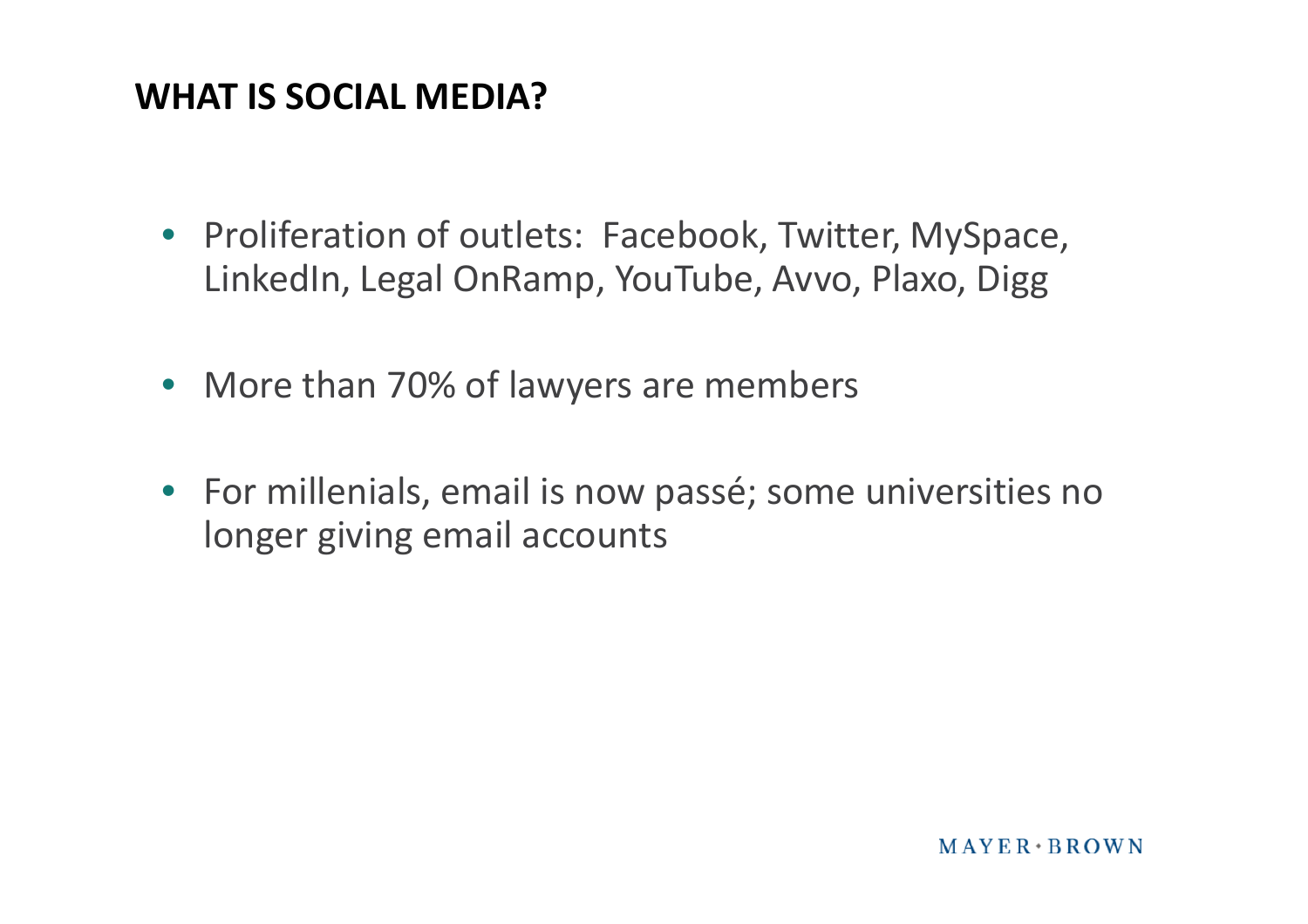## WHAT IS SOCIAL MEDIA?

- Proliferation of outlets: Facebook, Twitter, MySpace, LinkedIn, Legal OnRamp, YouTube, Avvo, Plaxo, Digg
- More than 70% of lawyers are members
- For millenials, email is now passé; some universities no longer giving email accounts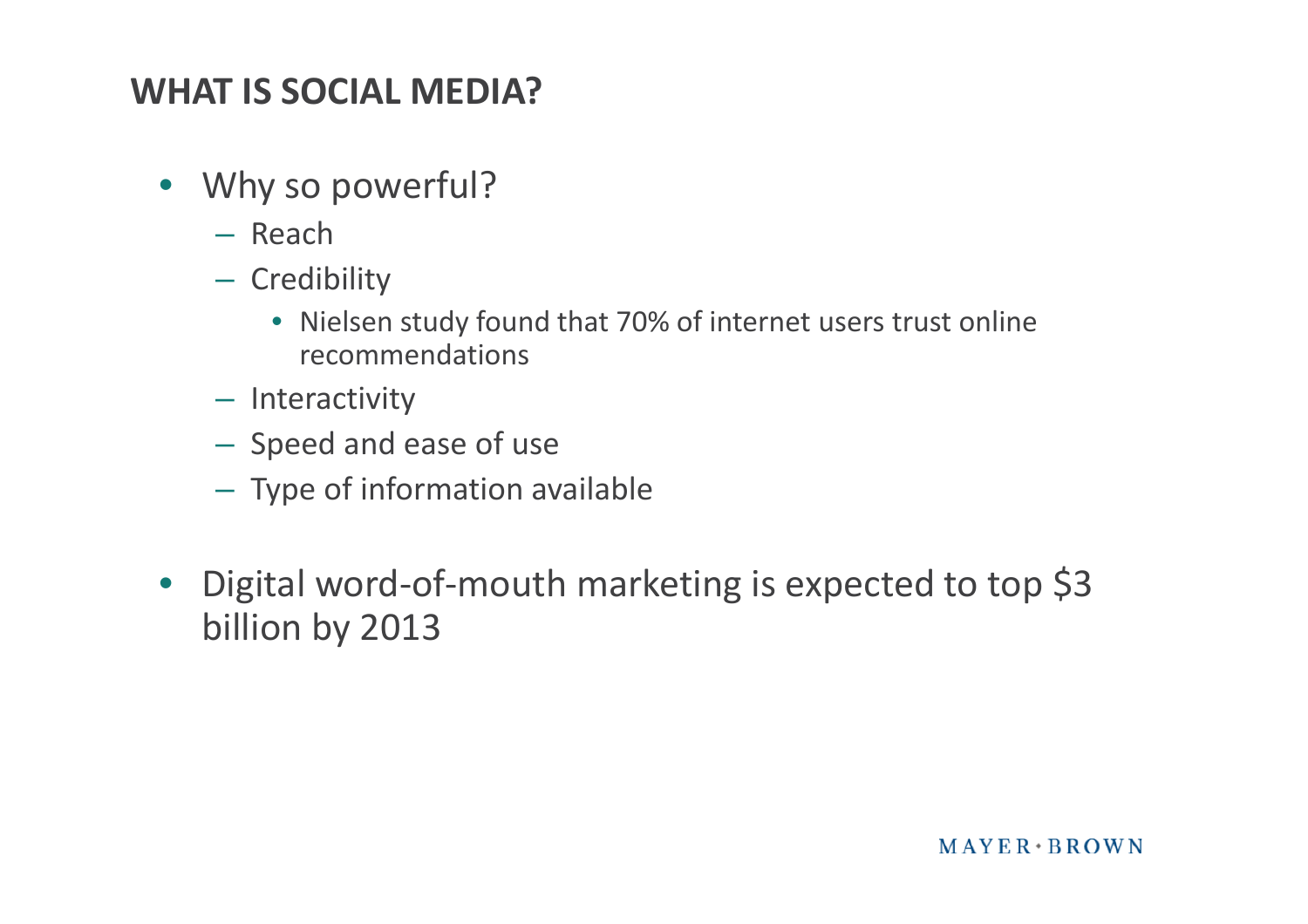## WHAT IS SOCIAL MEDIA?

- Why so powerful?
  - Reach
  - Credibility
    - Nielsen study found that 70% of internet users trust online recommendations
  - Interactivity
  - Speed and ease of use
  - Type of information available
- Digital word-of-mouth marketing is expected to top $3 billion by 2013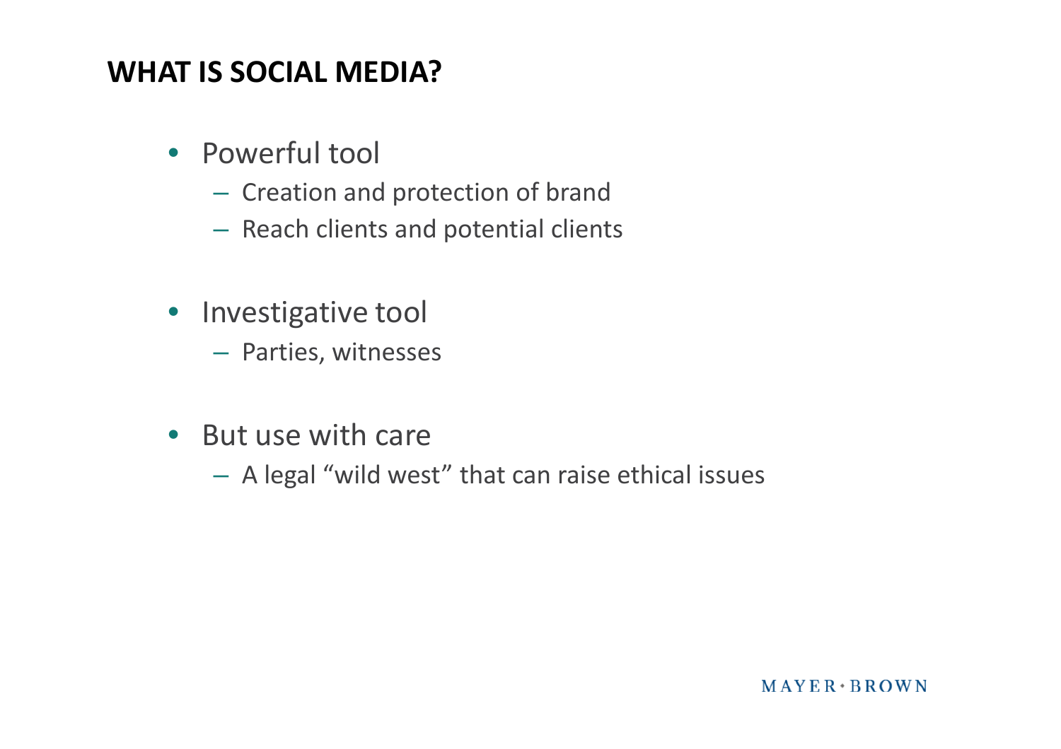# WHAT IS SOCIAL MEDIA?

- Powerful tool
  - Creation and protection of brand
  - Reach clients and potential clients
- Investigative tool
  - Parties, witnesses
- But use with care
  - A legal “wild west” that can raise ethical issues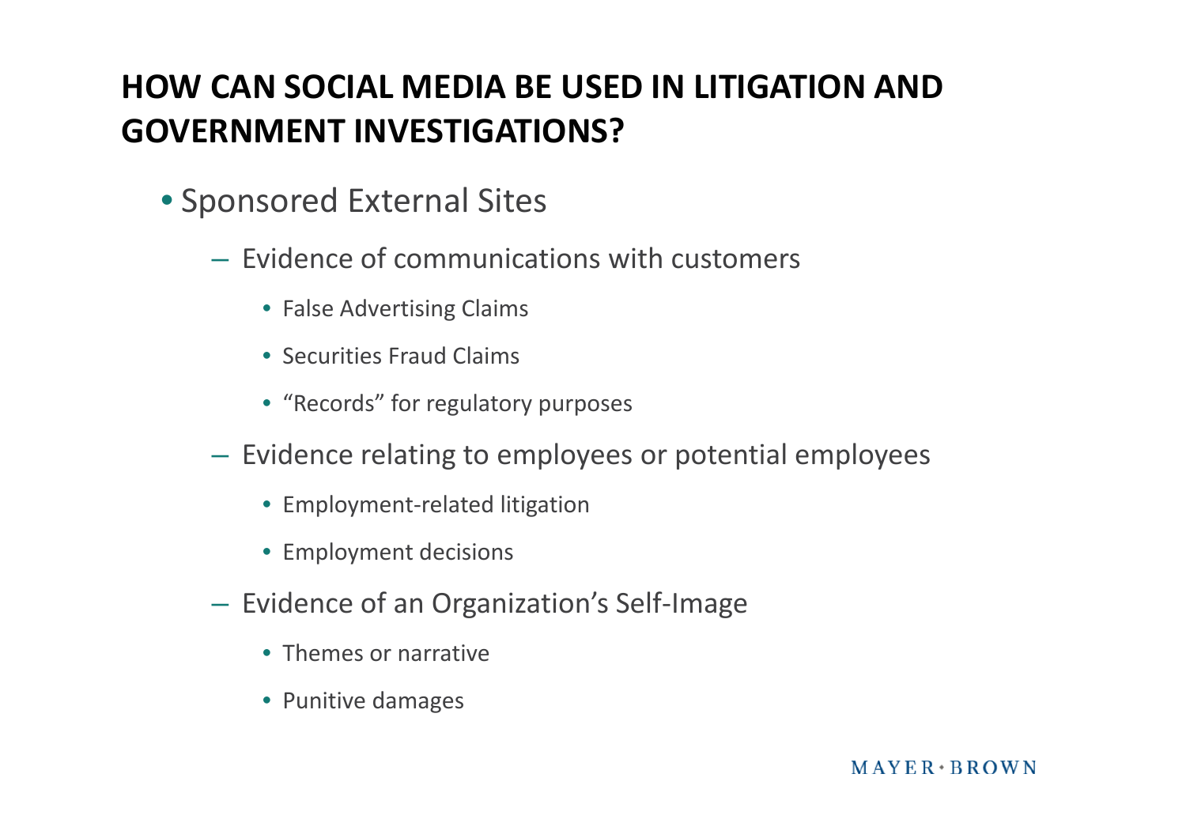# HOW CAN SOCIAL MEDIA BE USED IN LITIGATION AND GOVERNMENT INVESTIGATIONS?

- Sponsored External Sites
  - Evidence of communications with customers
    - False Advertising Claims
    - Securities Fraud Claims
    - "Records" for regulatory purposes
  - Evidence relating to employees or potential employees
    - Employment-related litigation
    - Employment decisions
  - Evidence of an Organization's Self-Image
    - Themes or narrative
    - Punitive damages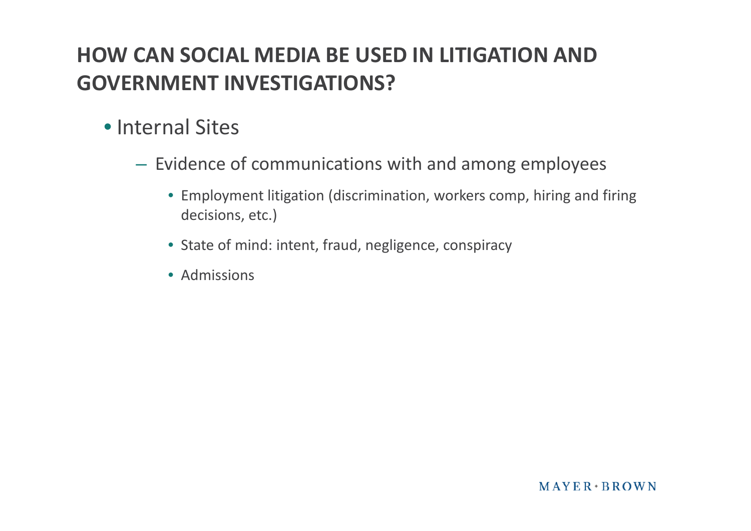# HOW CAN SOCIAL MEDIA BE USED IN LITIGATION AND GOVERNMENT INVESTIGATIONS?

- Internal Sites
  - Evidence of communications with and among employees
    - Employment litigation (discrimination, workers comp, hiring and firing decisions, etc.)
    - State of mind: intent, fraud, negligence, conspiracy
    - Admissions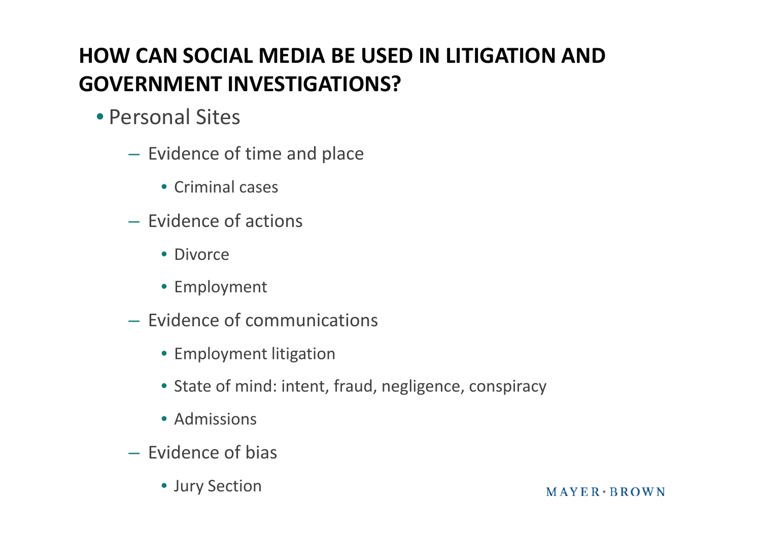# HOW CAN SOCIAL MEDIA BE USED IN LITIGATION AND GOVERNMENT INVESTIGATIONS?

- Personal Sites
  - Evidence of time and place
    - Criminal cases
  - Evidence of actions
    - Divorce
    - Employment
  - Evidence of communications
    - Employment litigation
    - State of mind: intent, fraud, negligence, conspiracy
    - Admissions
  - Evidence of bias
    - Jury Section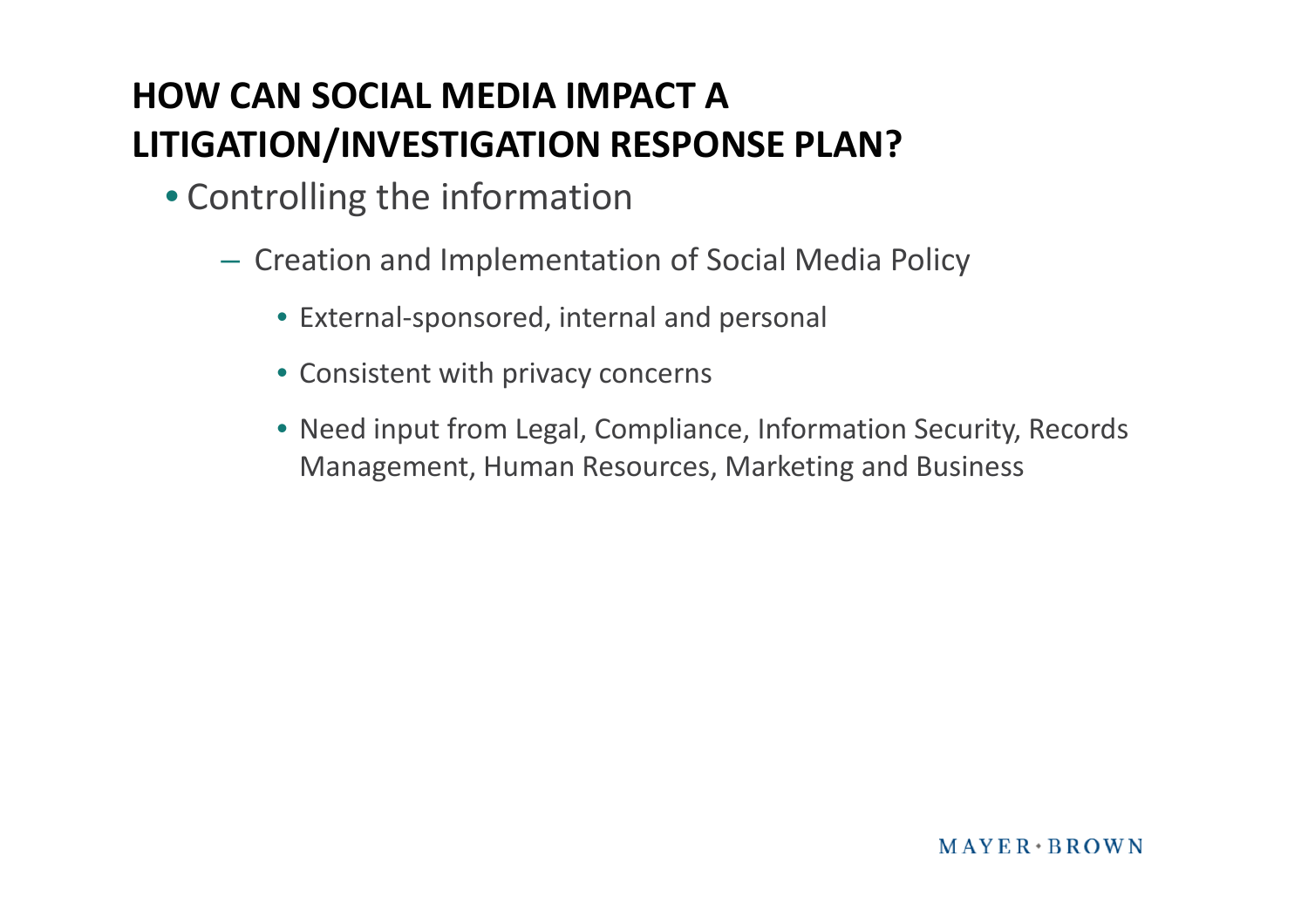## HOW CAN SOCIAL MEDIA IMPACT A LITIGATION/INVESTIGATION RESPONSE PLAN?

- Controlling the information
  - Creation and Implementation of Social Media Policy
    - External-sponsored, internal and personal
    - Consistent with privacy concerns
    - Need input from Legal, Compliance, Information Security, Records Management, Human Resources, Marketing and Business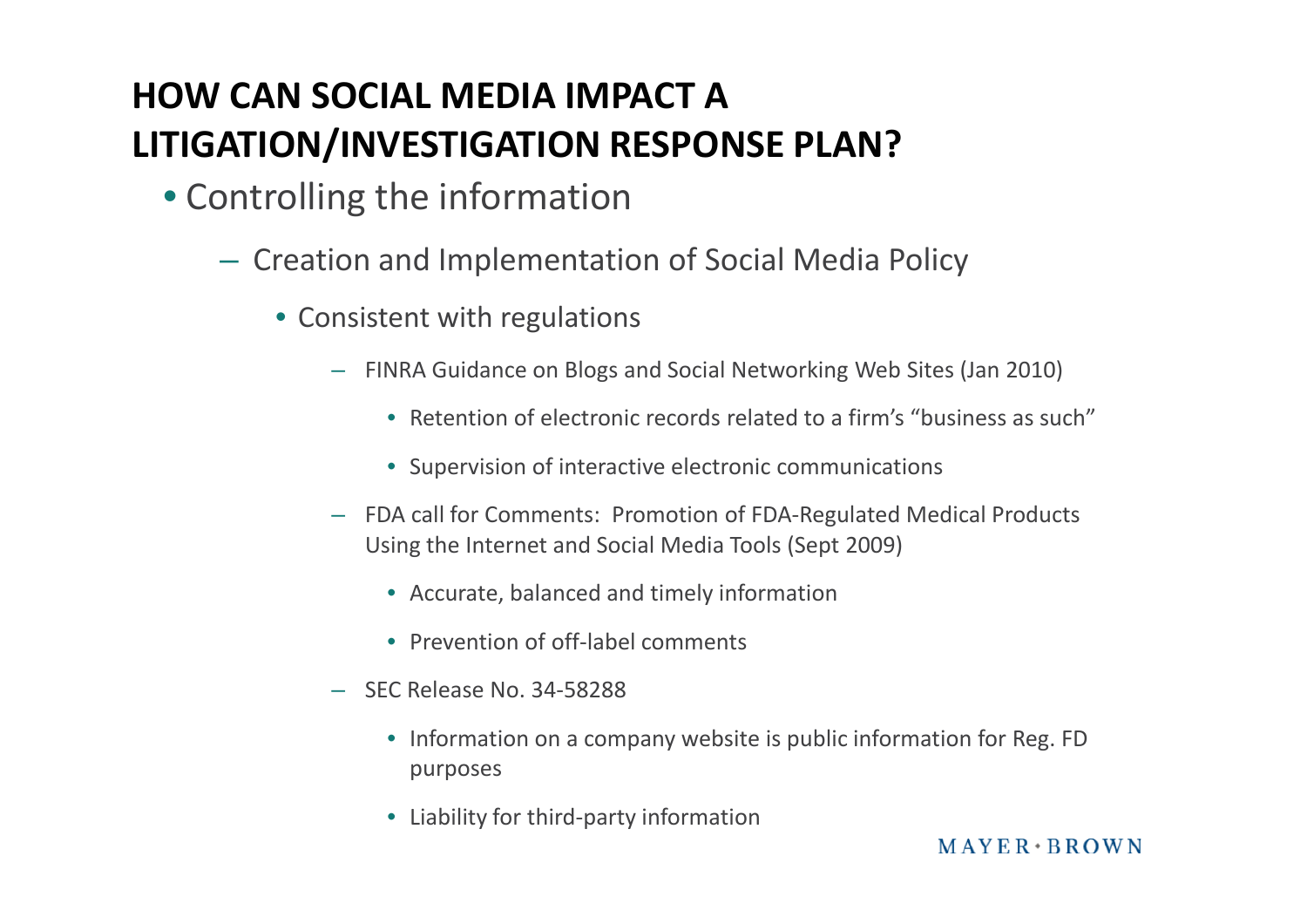## HOW CAN SOCIAL MEDIA IMPACT A LITIGATION/INVESTIGATION RESPONSE PLAN?

- Controlling the information
  - Creation and Implementation of Social Media Policy
    - Consistent with regulations
      - FINRA Guidance on Blogs and Social Networking Web Sites (Jan 2010)
        - Retention of electronic records related to a firm's "business as such"
        - Supervision of interactive electronic communications
      - FDA call for Comments: Promotion of FDA-Regulated Medical Products Using the Internet and Social Media Tools (Sept 2009)
        - Accurate, balanced and timely information
        - Prevention of off-label comments
      - SEC Release No. 34-58288
        - Information on a company website is public information for Reg. FD purposes
        - Liability for third-party information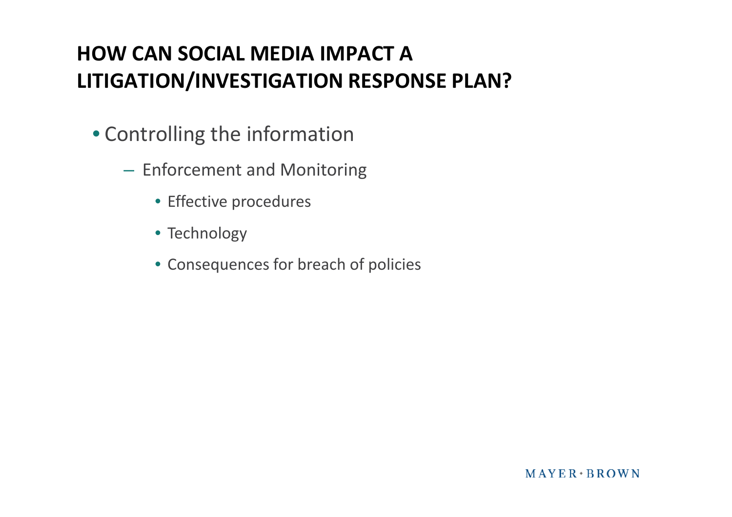# HOW CAN SOCIAL MEDIA IMPACT A LITIGATION/INVESTIGATION RESPONSE PLAN?

- Controlling the information
  - Enforcement and Monitoring
    - Effective procedures
    - Technology
    - Consequences for breach of policies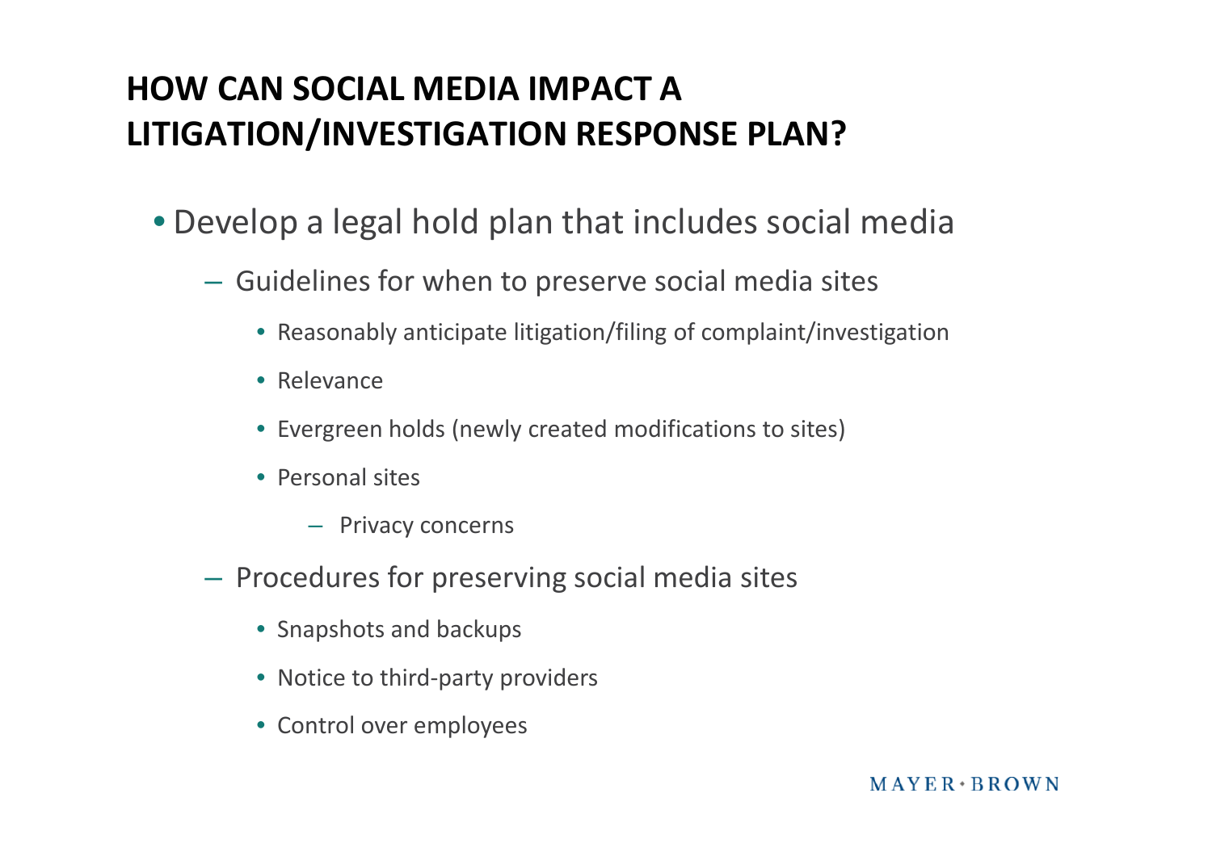## HOW CAN SOCIAL MEDIA IMPACT A LITIGATION/INVESTIGATION RESPONSE PLAN?

- Develop a legal hold plan that includes social media
  - Guidelines for when to preserve social media sites
    - Reasonably anticipate litigation/filing of complaint/investigation
    - Relevance
    - Evergreen holds (newly created modifications to sites)
    - Personal sites
      - Privacy concerns
  - Procedures for preserving social media sites
    - Snapshots and backups
    - Notice to third-party providers
    - Control over employees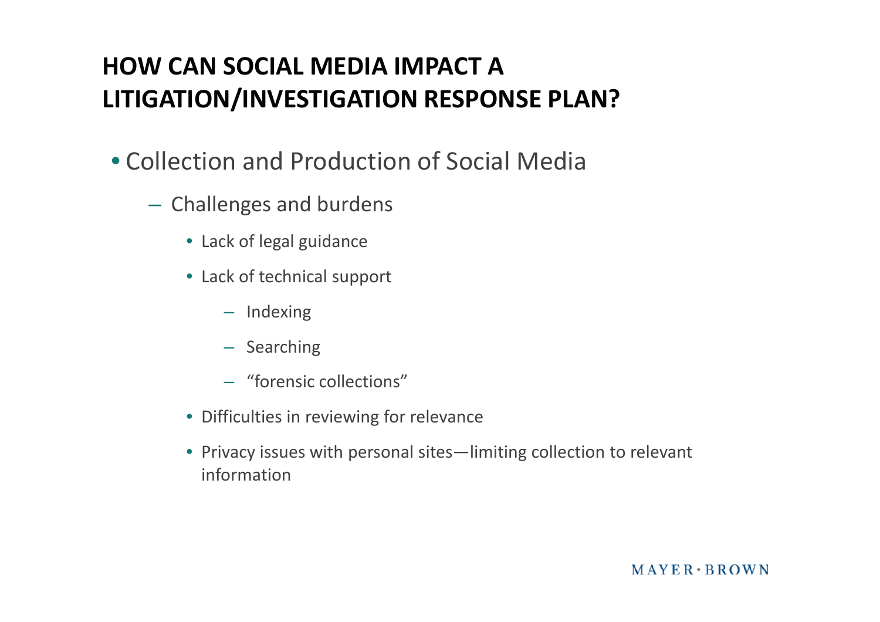# HOW CAN SOCIAL MEDIA IMPACT A LITIGATION/INVESTIGATION RESPONSE PLAN?

- Collection and Production of Social Media
  - Challenges and burdens
    - Lack of legal guidance
    - Lack of technical support
      - Indexing
      - Searching
      - "forensic collections"
    - Difficulties in reviewing for relevance
    - Privacy issues with personal sites—limiting collection to relevant information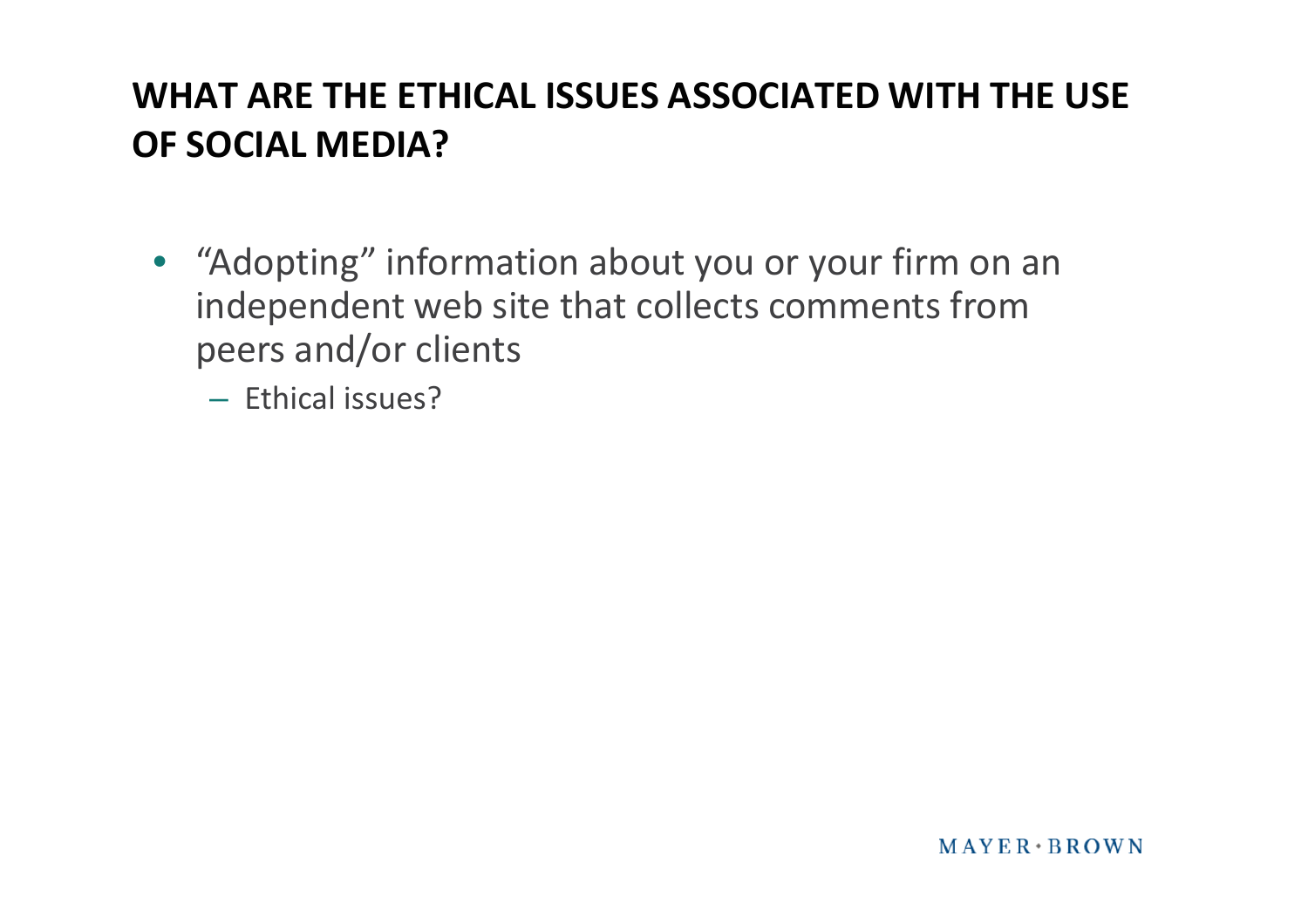## WHAT ARE THE ETHICAL ISSUES ASSOCIATED WITH THE USE OF SOCIAL MEDIA?

- "Adopting" information about you or your firm on an independent web site that collects comments from peers and/or clients
  - Ethical issues?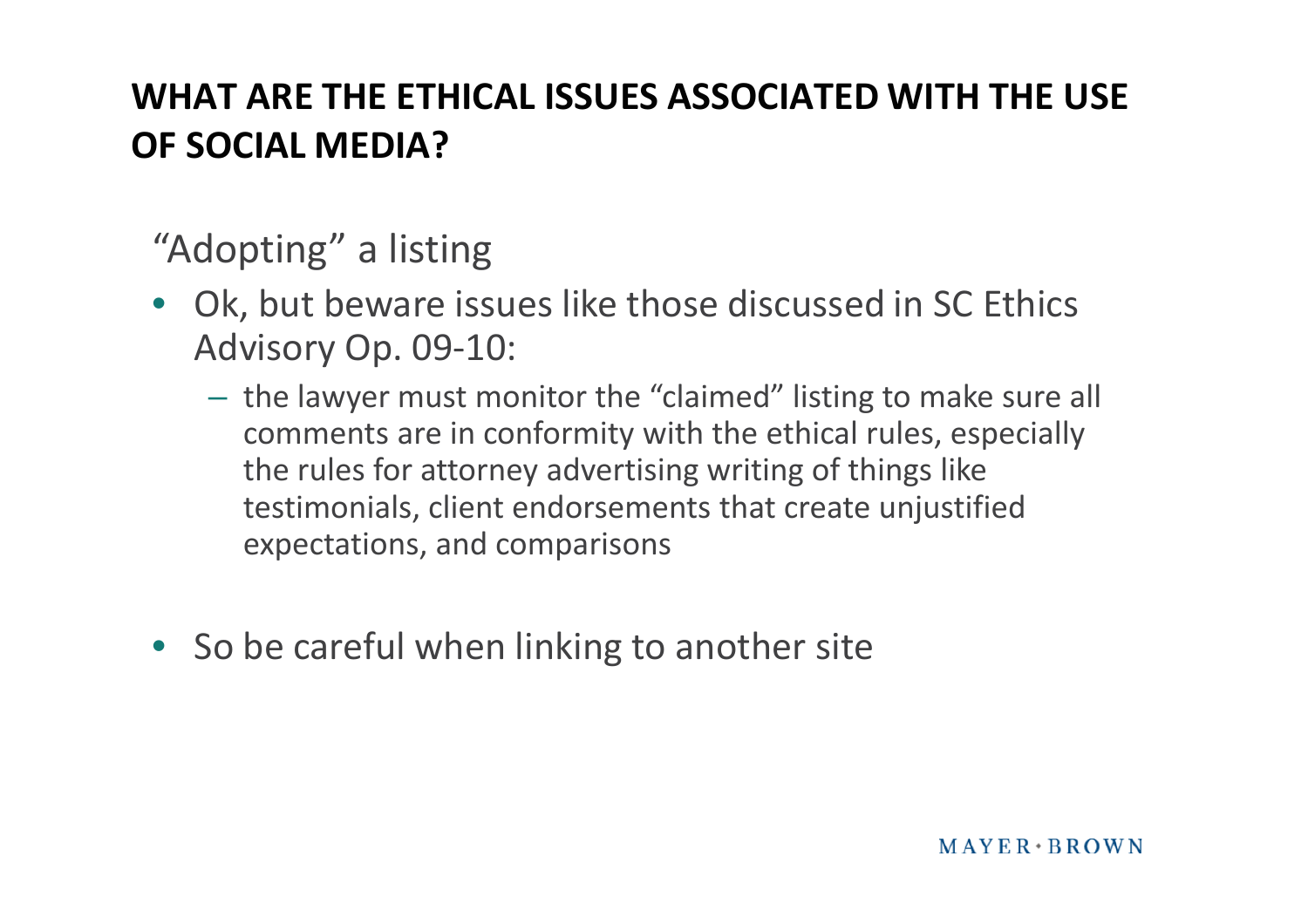## WHAT ARE THE ETHICAL ISSUES ASSOCIATED WITH THE USE OF SOCIAL MEDIA?

"Adopting" a listing

- Ok, but beware issues like those discussed in SC Ethics Advisory Op. 09-10:
  - the lawyer must monitor the "claimed" listing to make sure all comments are in conformity with the ethical rules, especially the rules for attorney advertising writing of things like testimonials, client endorsements that create unjustified expectations, and comparisons
- So be careful when linking to another site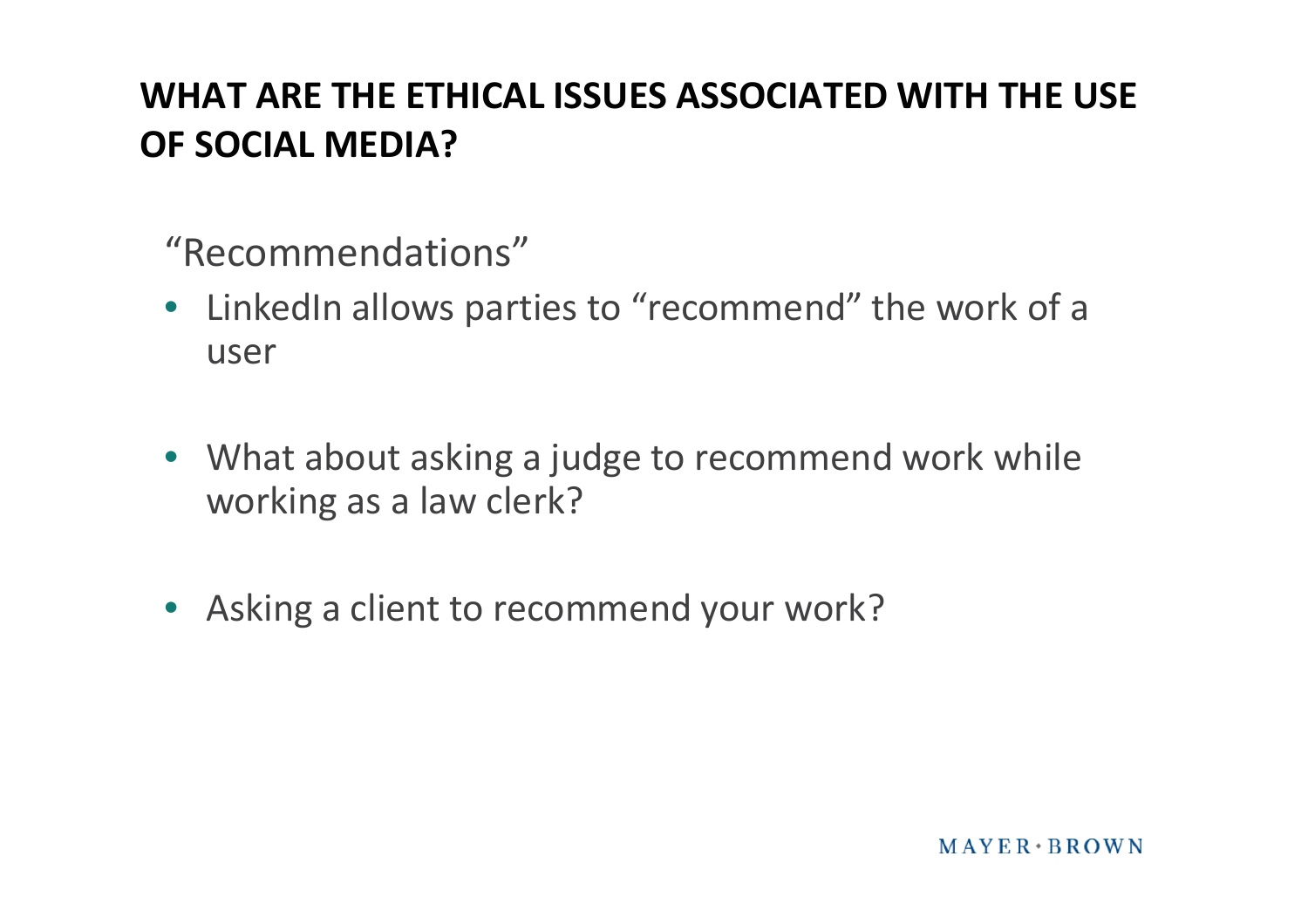# WHAT ARE THE ETHICAL ISSUES ASSOCIATED WITH THE USE OF SOCIAL MEDIA?

"Recommendations"

- LinkedIn allows parties to "recommend" the work of a user

- What about asking a judge to recommend work while working as a law clerk?

- Asking a client to recommend your work?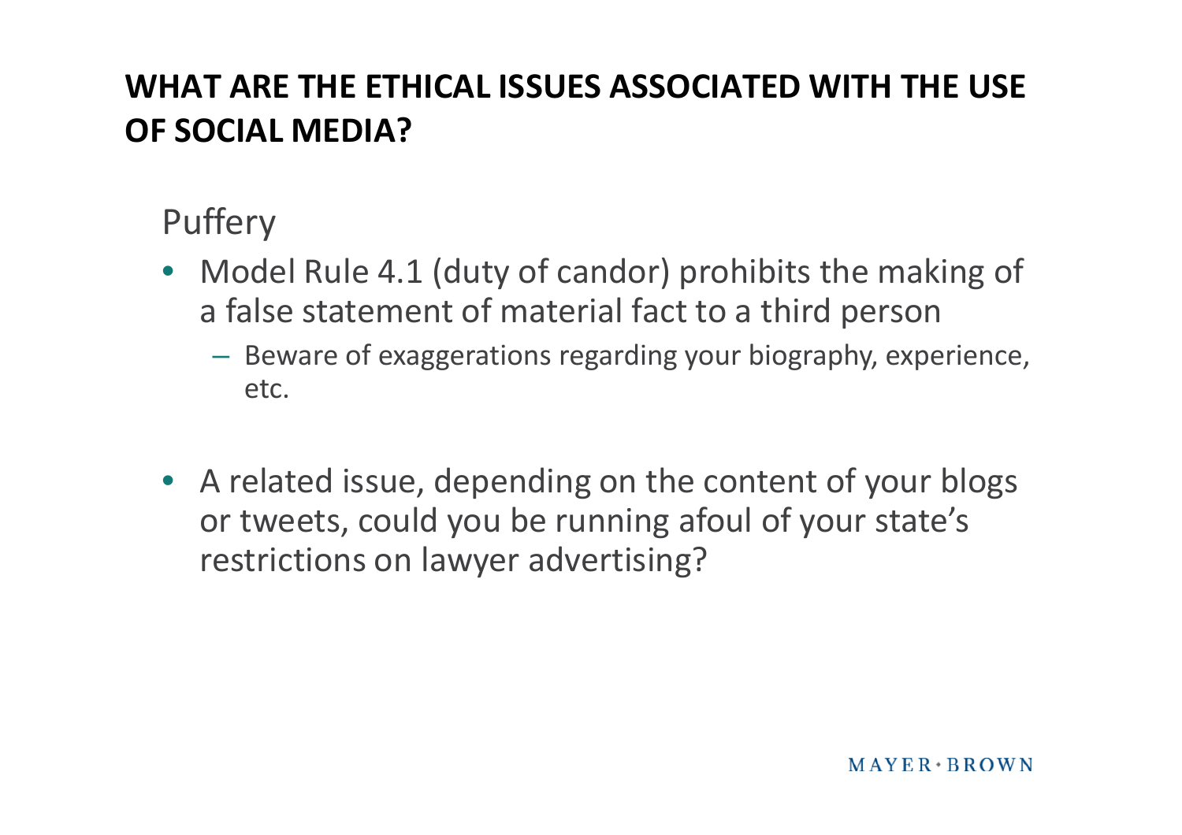## WHAT ARE THE ETHICAL ISSUES ASSOCIATED WITH THE USE OF SOCIAL MEDIA?

### Puffery

- Model Rule 4.1 (duty of candor) prohibits the making of a false statement of material fact to a third person
  - Beware of exaggerations regarding your biography, experience, etc.

- A related issue, depending on the content of your blogs or tweets, could you be running afoul of your state's restrictions on lawyer advertising?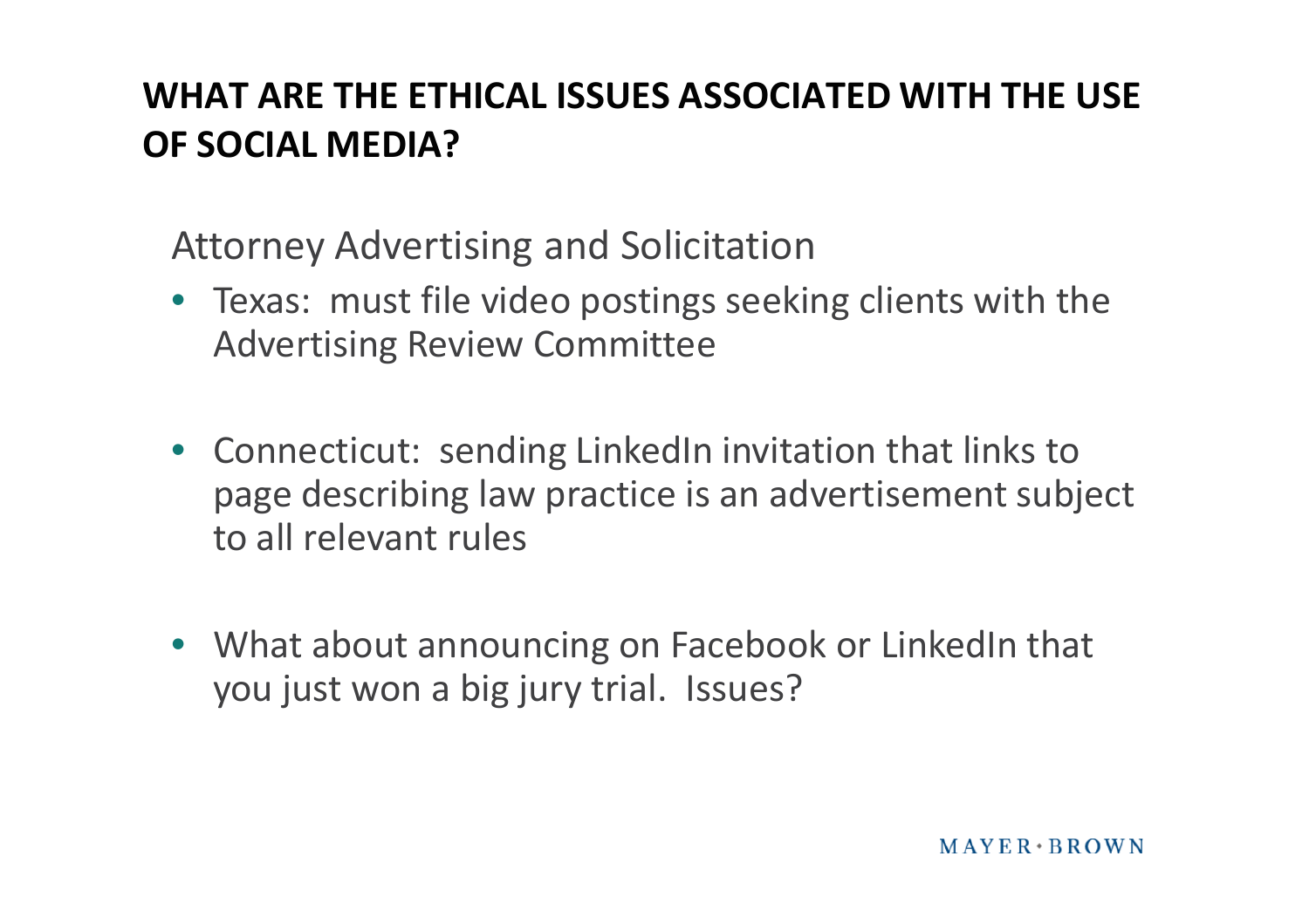## WHAT ARE THE ETHICAL ISSUES ASSOCIATED WITH THE USE OF SOCIAL MEDIA?

Attorney Advertising and Solicitation

- Texas: must file video postings seeking clients with the Advertising Review Committee

- Connecticut: sending LinkedIn invitation that links to page describing law practice is an advertisement subject to all relevant rules

- What about announcing on Facebook or LinkedIn that you just won a big jury trial. Issues?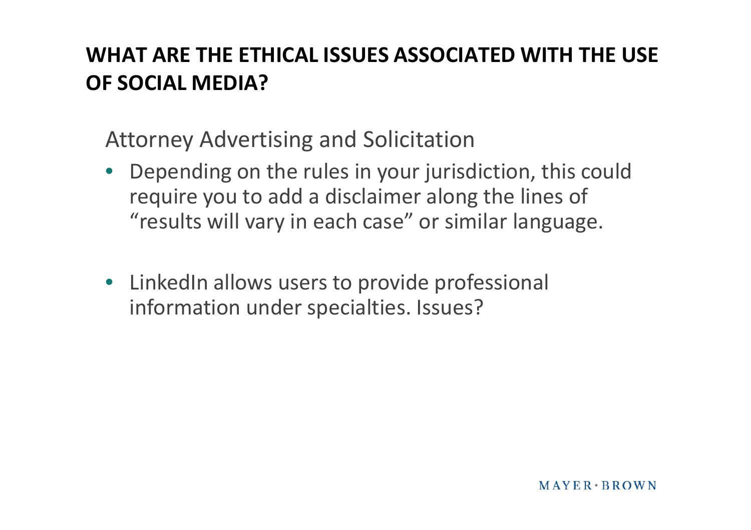## WHAT ARE THE ETHICAL ISSUES ASSOCIATED WITH THE USE OF SOCIAL MEDIA?

### Attorney Advertising and Solicitation

- Depending on the rules in your jurisdiction, this could require you to add a disclaimer along the lines of "results will vary in each case" or similar language.

- LinkedIn allows users to provide professional information under specialties. Issues?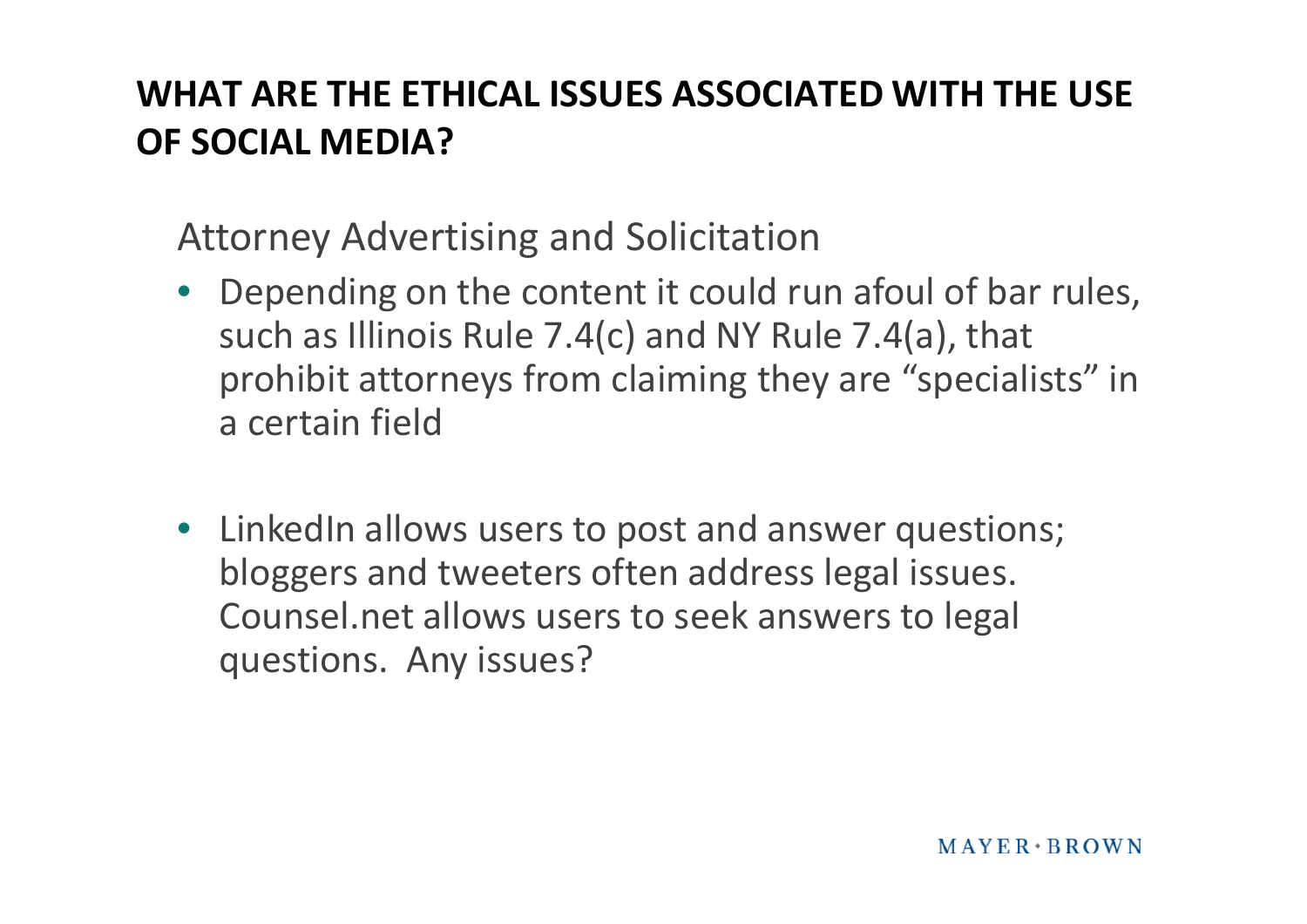# WHAT ARE THE ETHICAL ISSUES ASSOCIATED WITH THE USE OF SOCIAL MEDIA?

## Attorney Advertising and Solicitation

- Depending on the content it could run afoul of bar rules, such as Illinois Rule 7.4(c) and NY Rule 7.4(a), that prohibit attorneys from claiming they are "specialists" in a certain field

- LinkedIn allows users to post and answer questions; bloggers and tweeters often address legal issues. Counsel.net allows users to seek answers to legal questions. Any issues?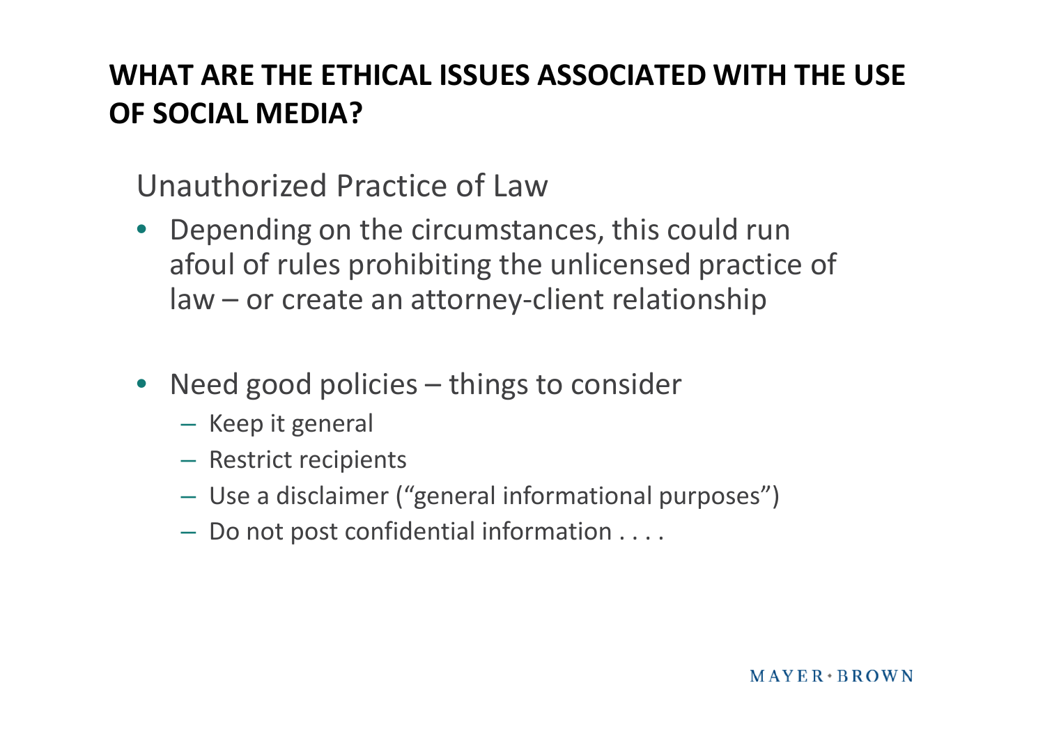# WHAT ARE THE ETHICAL ISSUES ASSOCIATED WITH THE USE OF SOCIAL MEDIA?

## Unauthorized Practice of Law

- Depending on the circumstances, this could run afoul of rules prohibiting the unlicensed practice of law – or create an attorney-client relationship

- Need good policies – things to consider
  - Keep it general
  - Restrict recipients
  - Use a disclaimer ("general informational purposes")
  - Do not post confidential information . . . .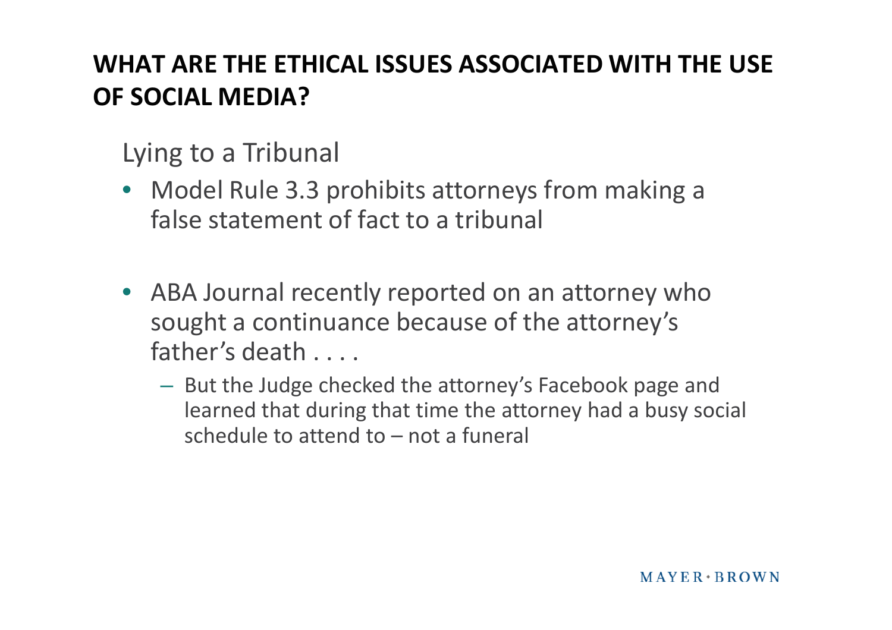## WHAT ARE THE ETHICAL ISSUES ASSOCIATED WITH THE USE OF SOCIAL MEDIA?

Lying to a Tribunal

- Model Rule 3.3 prohibits attorneys from making a false statement of fact to a tribunal

- ABA Journal recently reported on an attorney who sought a continuance because of the attorney's father's death . . . .
  - But the Judge checked the attorney's Facebook page and learned that during that time the attorney had a busy social schedule to attend to – not a funeral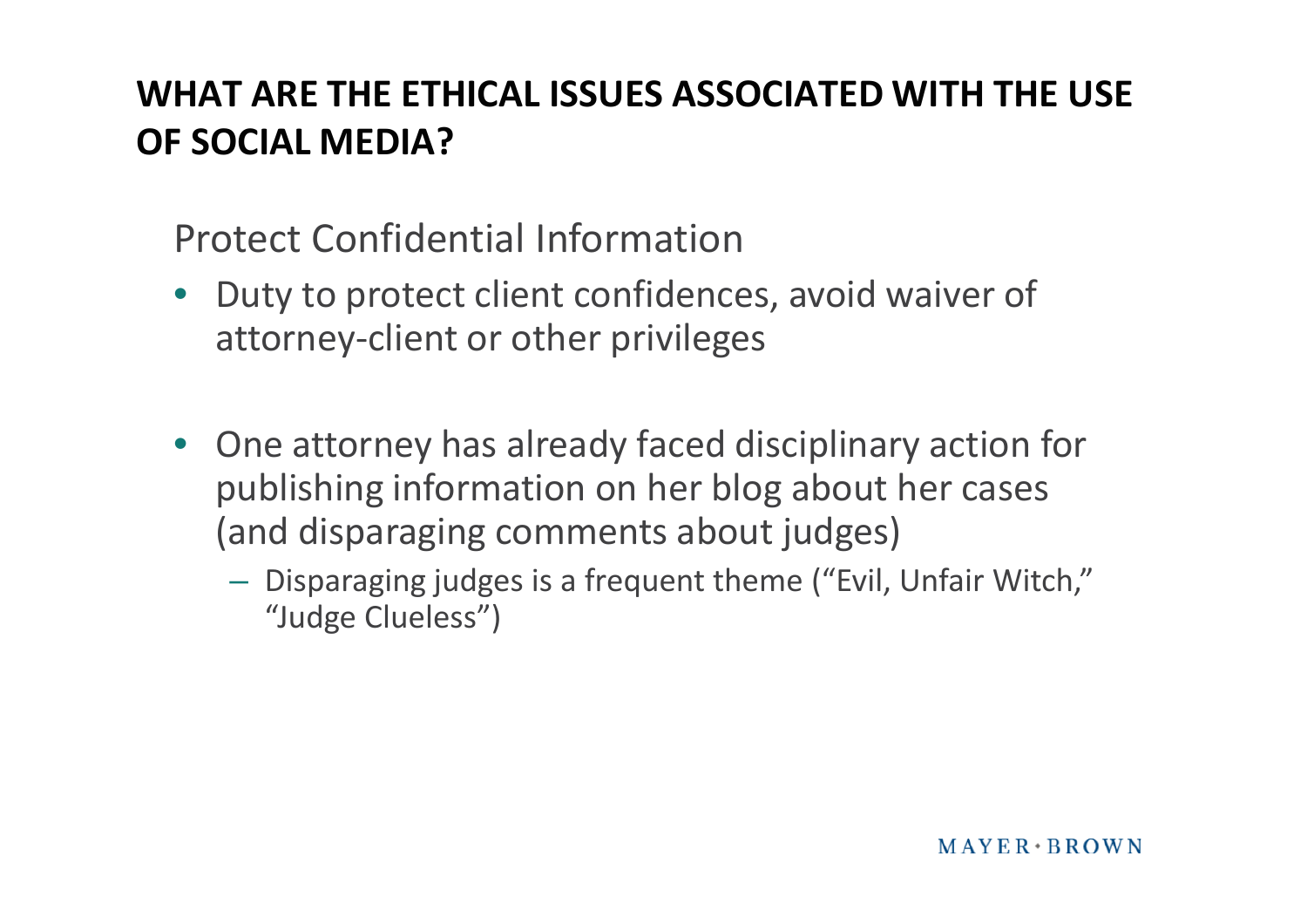## WHAT ARE THE ETHICAL ISSUES ASSOCIATED WITH THE USE OF SOCIAL MEDIA?

### Protect Confidential Information

- Duty to protect client confidences, avoid waiver of attorney-client or other privileges
- One attorney has already faced disciplinary action for publishing information on her blog about her cases (and disparaging comments about judges)
  - Disparaging judges is a frequent theme ("Evil, Unfair Witch," "Judge Clueless")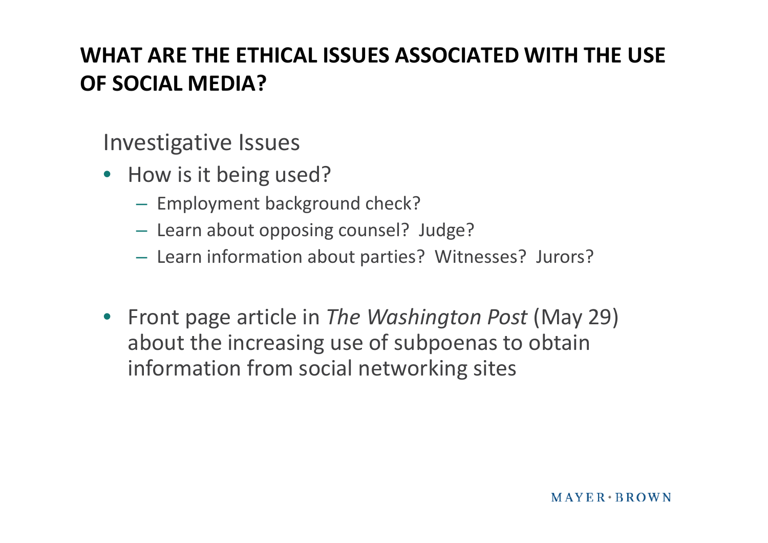## WHAT ARE THE ETHICAL ISSUES ASSOCIATED WITH THE USE OF SOCIAL MEDIA?

Investigative Issues

- How is it being used?
  - Employment background check?
  - Learn about opposing counsel? Judge?
  - Learn information about parties? Witnesses? Jurors?

- Front page article in *The Washington Post* (May 29) about the increasing use of subpoenas to obtain information from social networking sites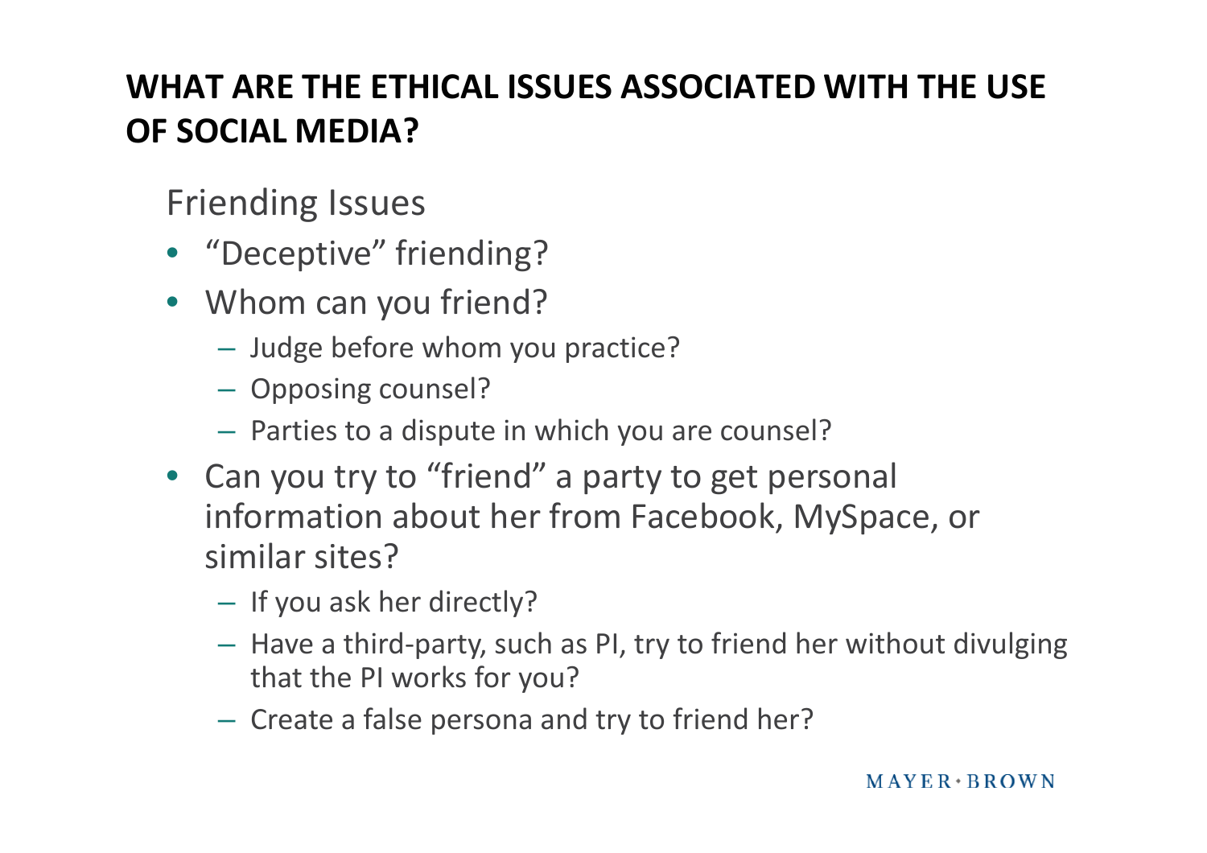## WHAT ARE THE ETHICAL ISSUES ASSOCIATED WITH THE USE OF SOCIAL MEDIA?

### Friending Issues

- “Deceptive” friending?
- Whom can you friend?
  - Judge before whom you practice?
  - Opposing counsel?
  - Parties to a dispute in which you are counsel?
- Can you try to “friend” a party to get personal information about her from Facebook, MySpace, or similar sites?
  - If you ask her directly?
  - Have a third-party, such as PI, try to friend her without divulging that the PI works for you?
  - Create a false persona and try to friend her?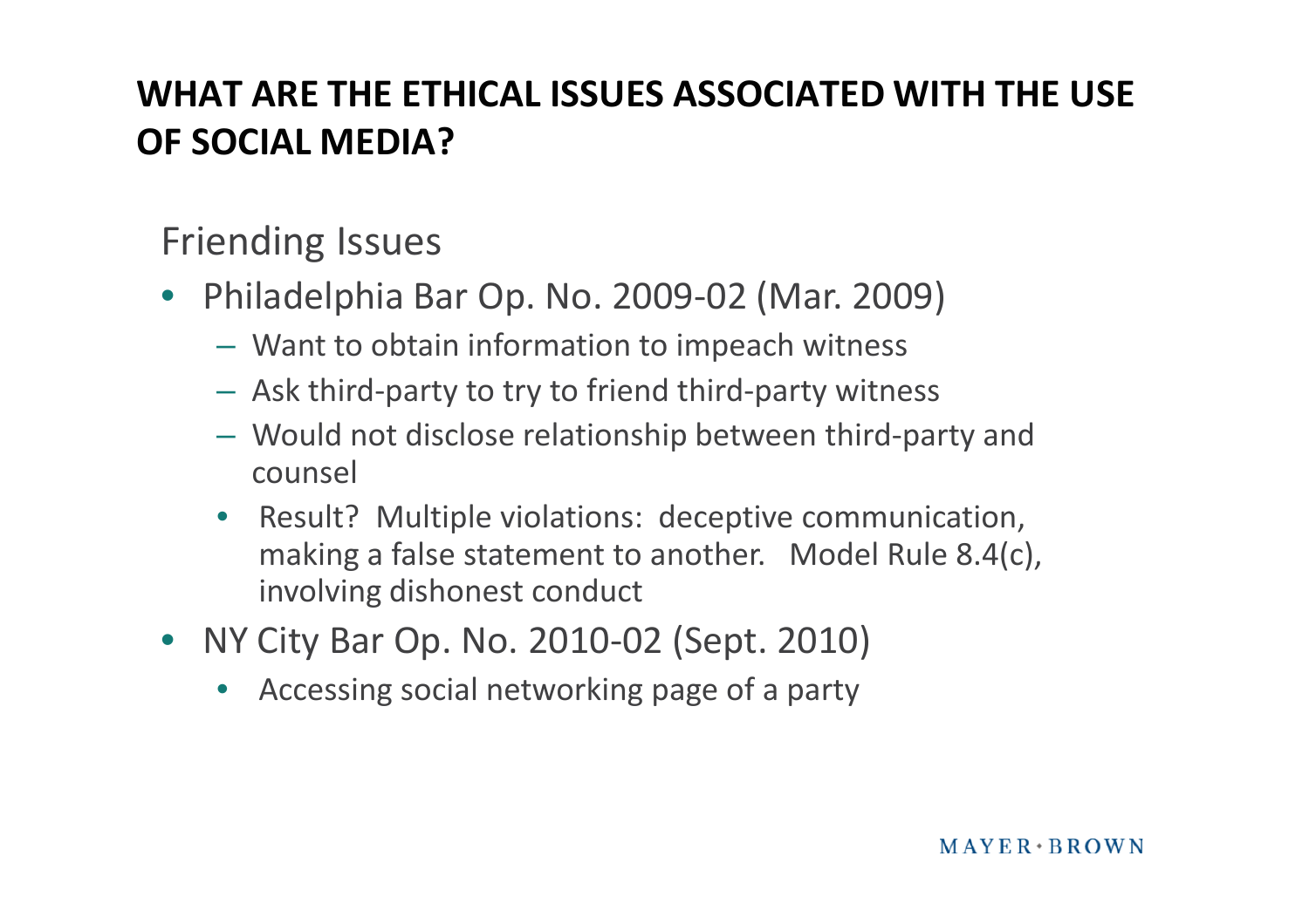# WHAT ARE THE ETHICAL ISSUES ASSOCIATED WITH THE USE OF SOCIAL MEDIA?

## Friending Issues

- Philadelphia Bar Op. No. 2009-02 (Mar. 2009)
  - Want to obtain information to impeach witness
  - Ask third-party to try to friend third-party witness
  - Would not disclose relationship between third-party and counsel
  - Result? Multiple violations: deceptive communication, making a false statement to another. Model Rule 8.4(c), involving dishonest conduct
- NY City Bar Op. No. 2010-02 (Sept. 2010)
  - Accessing social networking page of a party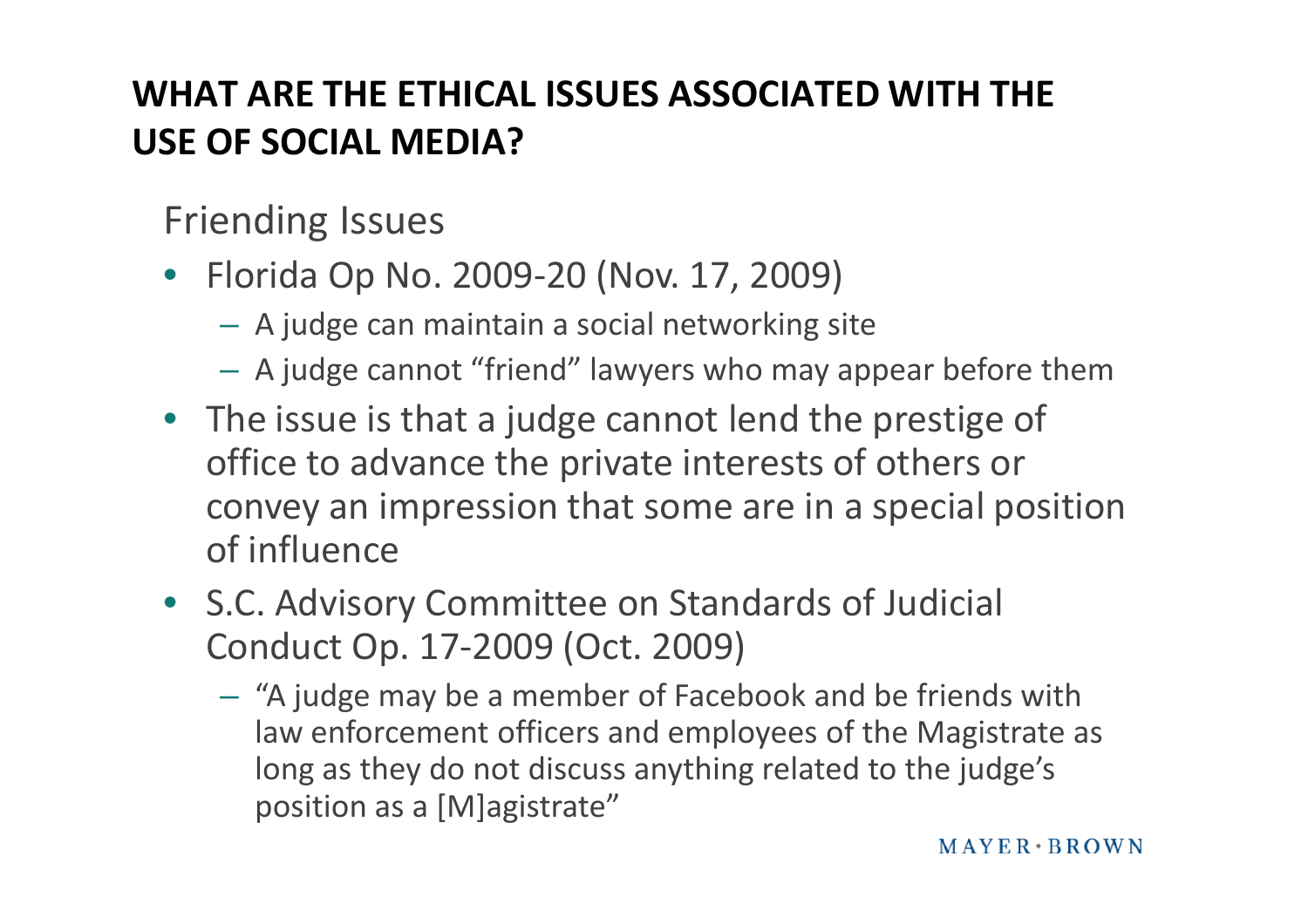# WHAT ARE THE ETHICAL ISSUES ASSOCIATED WITH THE USE OF SOCIAL MEDIA?

## Friending Issues

- Florida Op No. 2009-20 (Nov. 17, 2009)
  - A judge can maintain a social networking site
  - A judge cannot "friend" lawyers who may appear before them
- The issue is that a judge cannot lend the prestige of office to advance the private interests of others or convey an impression that some are in a special position of influence
- S.C. Advisory Committee on Standards of Judicial Conduct Op. 17-2009 (Oct. 2009)
  - "A judge may be a member of Facebook and be friends with law enforcement officers and employees of the Magistrate as long as they do not discuss anything related to the judge's position as a [M]agistrate"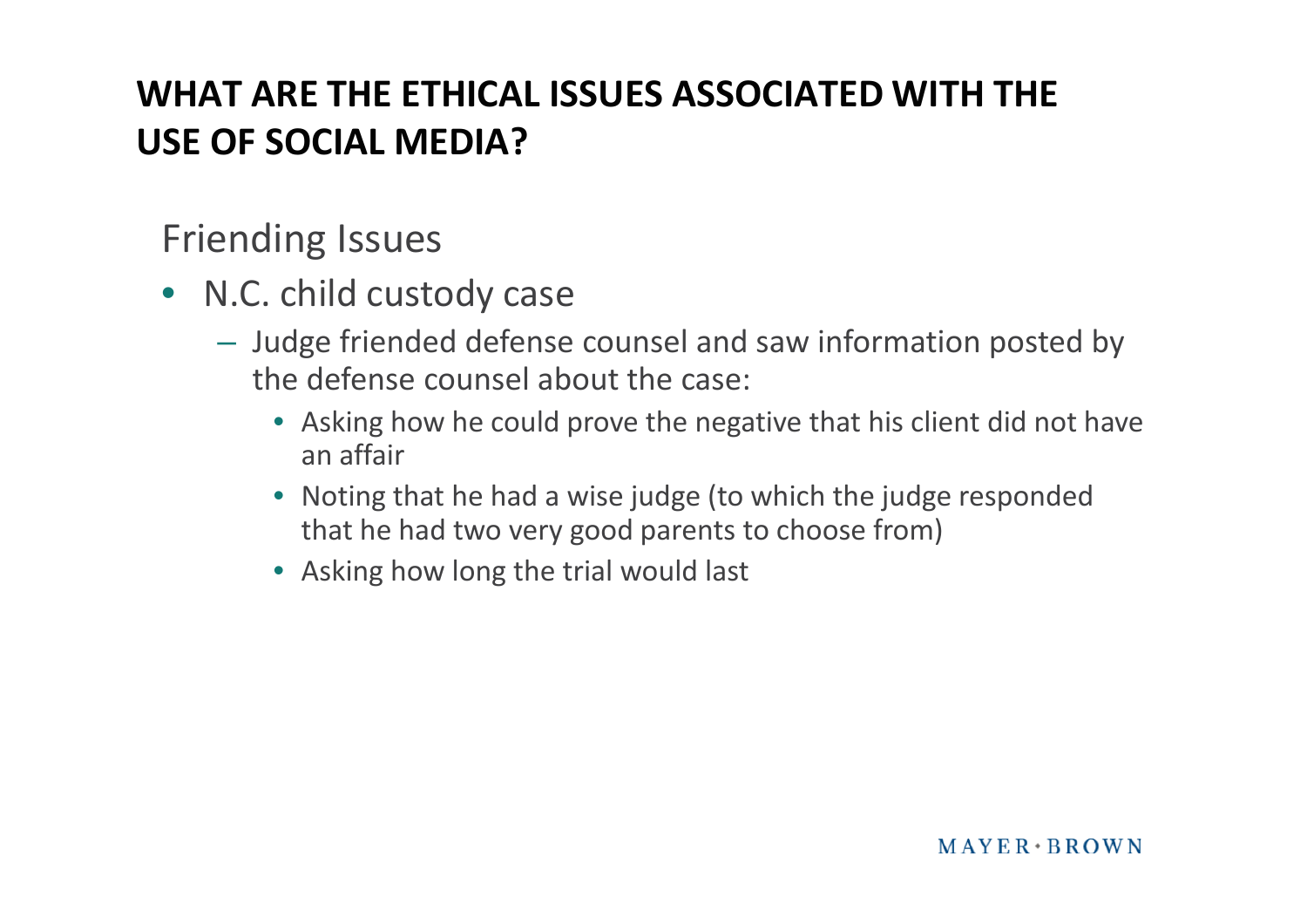## WHAT ARE THE ETHICAL ISSUES ASSOCIATED WITH THE USE OF SOCIAL MEDIA?

### Friending Issues

- N.C. child custody case
  - Judge friended defense counsel and saw information posted by the defense counsel about the case:
    - Asking how he could prove the negative that his client did not have an affair
    - Noting that he had a wise judge (to which the judge responded that he had two very good parents to choose from)
    - Asking how long the trial would last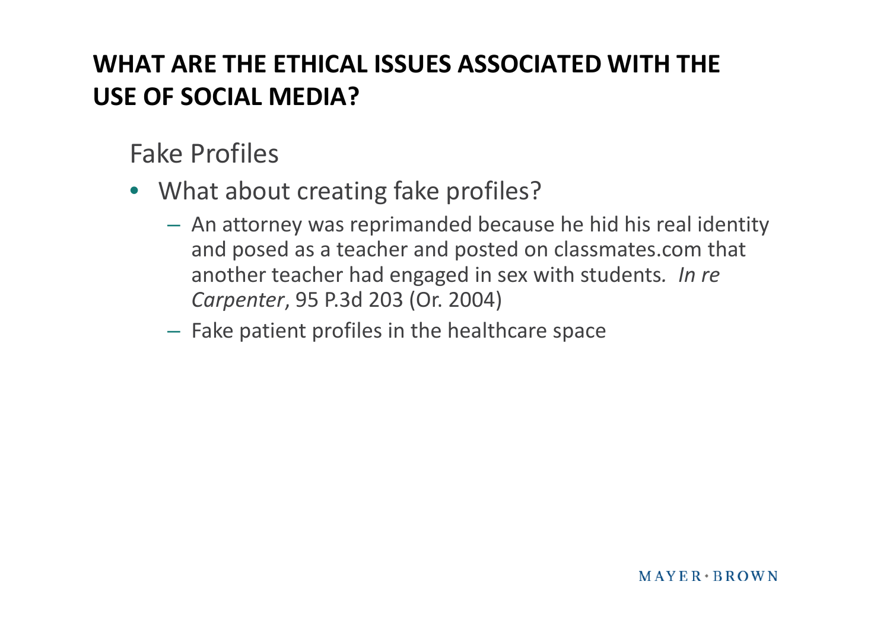# WHAT ARE THE ETHICAL ISSUES ASSOCIATED WITH THE USE OF SOCIAL MEDIA?

## Fake Profiles

- What about creating fake profiles?
  - An attorney was reprimanded because he hid his real identity and posed as a teacher and posted on classmates.com that another teacher had engaged in sex with students. *In re Carpenter*, 95 P.3d 203 (Or. 2004)
  - Fake patient profiles in the healthcare space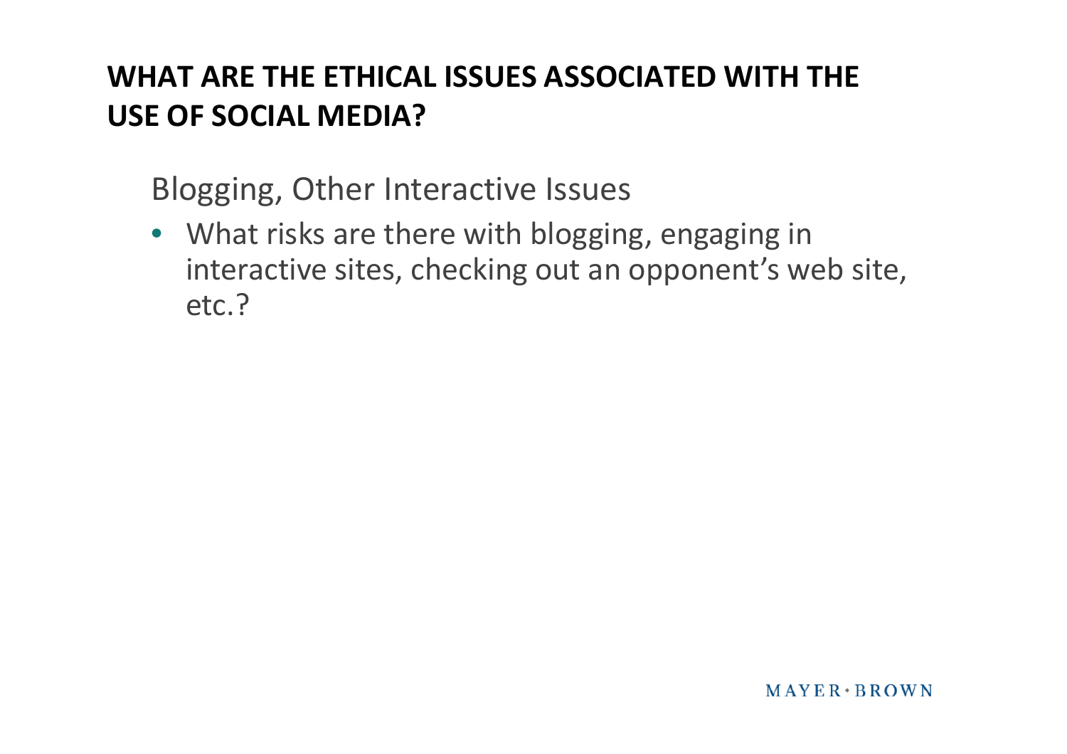## WHAT ARE THE ETHICAL ISSUES ASSOCIATED WITH THE USE OF SOCIAL MEDIA?

### Blogging, Other Interactive Issues

- What risks are there with blogging, engaging in interactive sites, checking out an opponent's web site, etc.?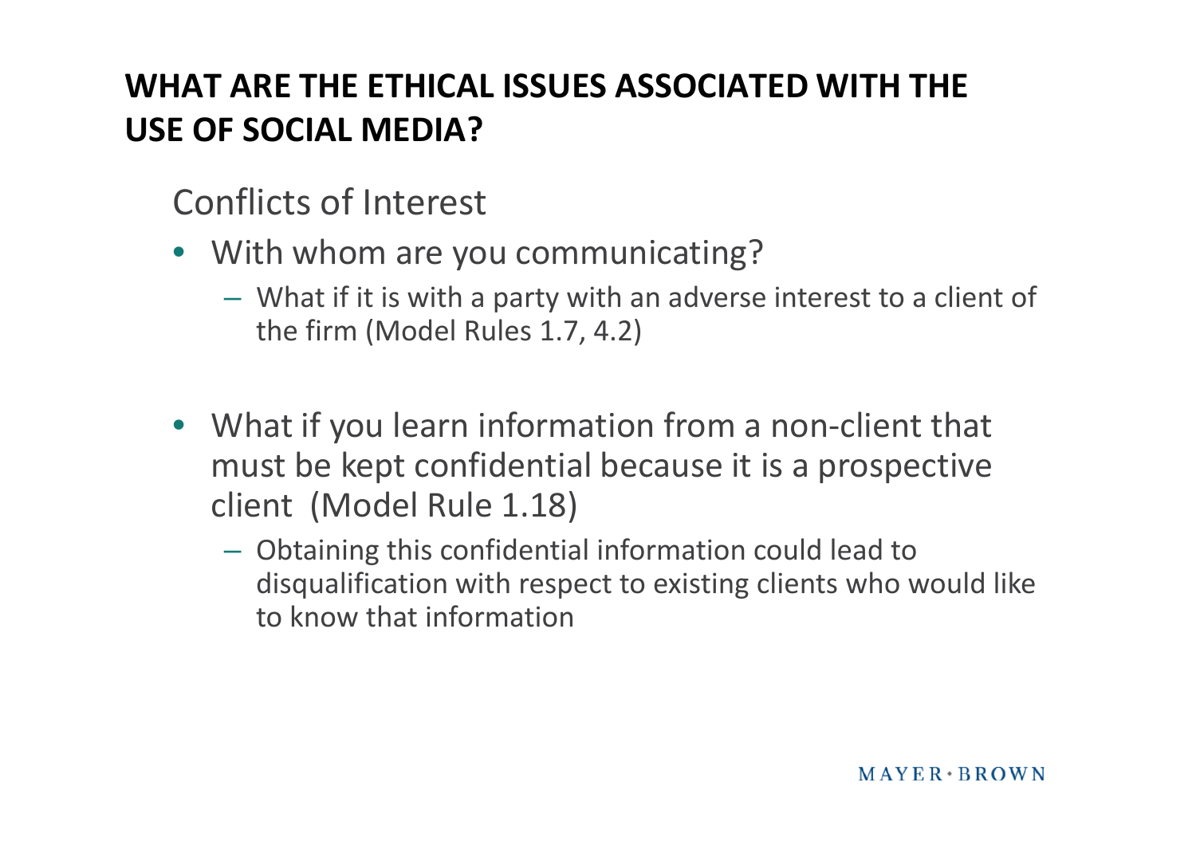## WHAT ARE THE ETHICAL ISSUES ASSOCIATED WITH THE USE OF SOCIAL MEDIA?

### Conflicts of Interest

- With whom are you communicating?
  - What if it is with a party with an adverse interest to a client of the firm (Model Rules 1.7, 4.2)
- What if you learn information from a non-client that must be kept confidential because it is a prospective client (Model Rule 1.18)
  - Obtaining this confidential information could lead to disqualification with respect to existing clients who would like to know that information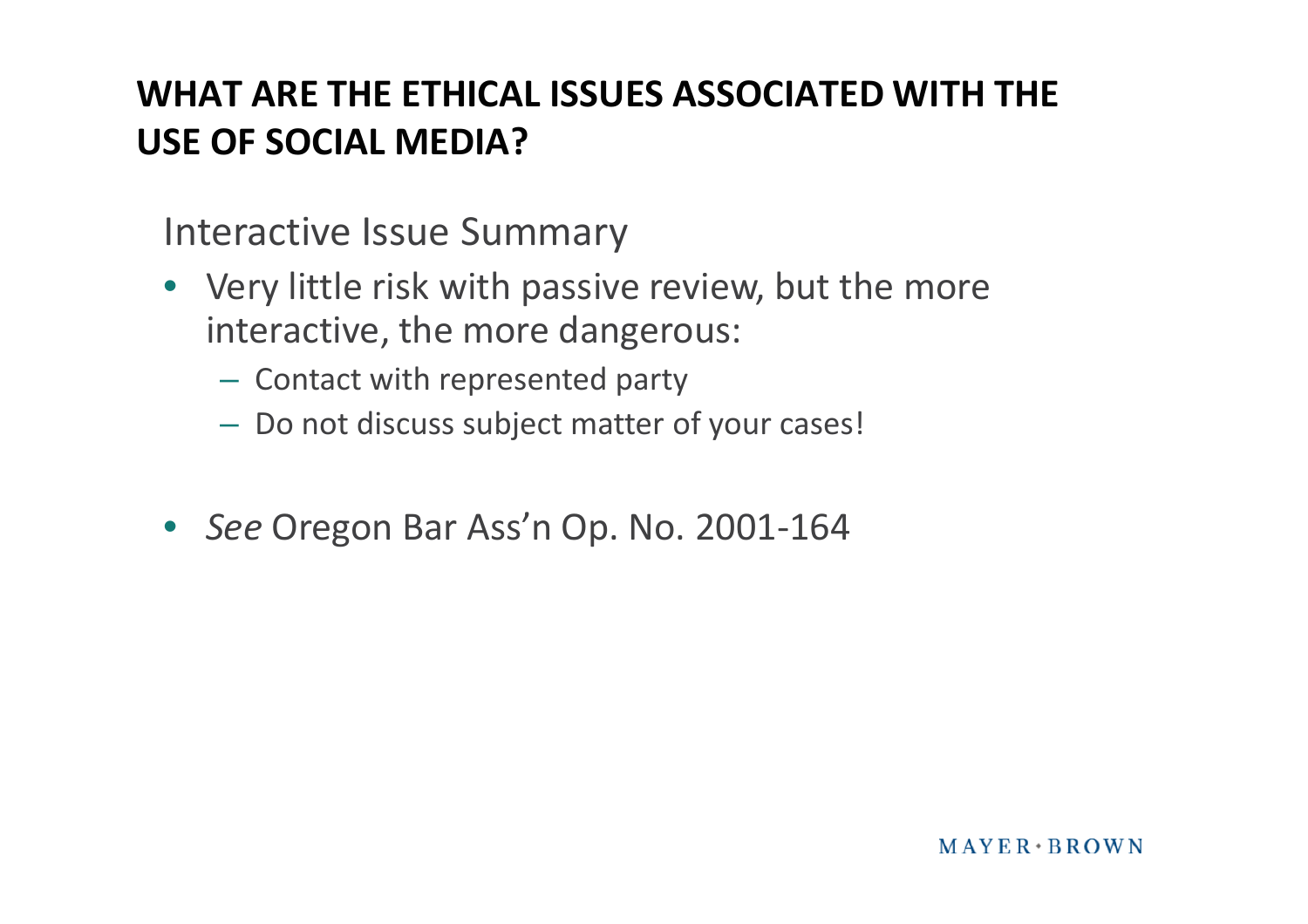## WHAT ARE THE ETHICAL ISSUES ASSOCIATED WITH THE USE OF SOCIAL MEDIA?

Interactive Issue Summary

- Very little risk with passive review, but the more interactive, the more dangerous:
  - Contact with represented party
  - Do not discuss subject matter of your cases!

- *See* Oregon Bar Ass'n Op. No. 2001-164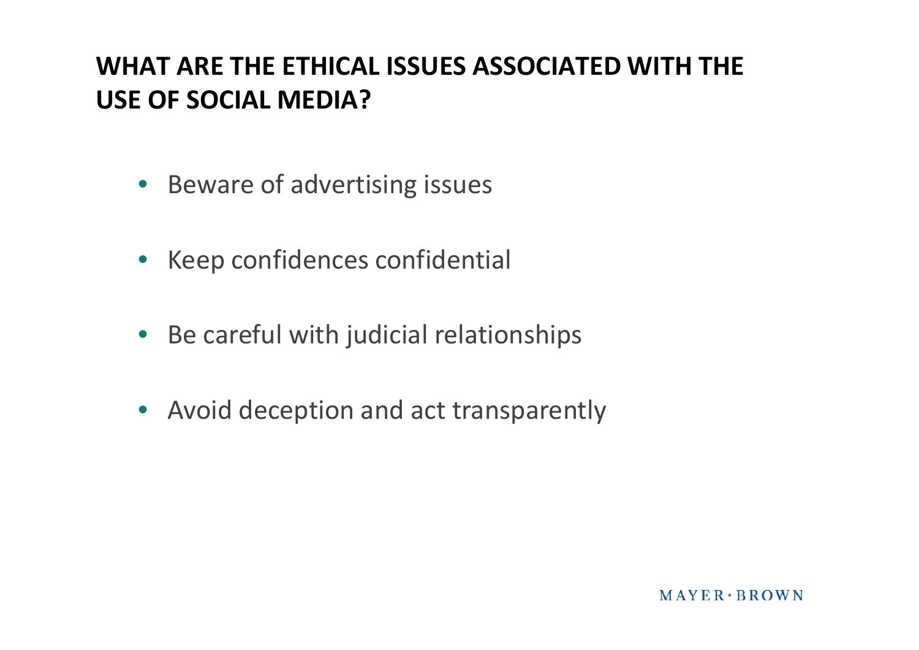## WHAT ARE THE ETHICAL ISSUES ASSOCIATED WITH THE USE OF SOCIAL MEDIA?

- Beware of advertising issues
- Keep confidences confidential
- Be careful with judicial relationships
- Avoid deception and act transparently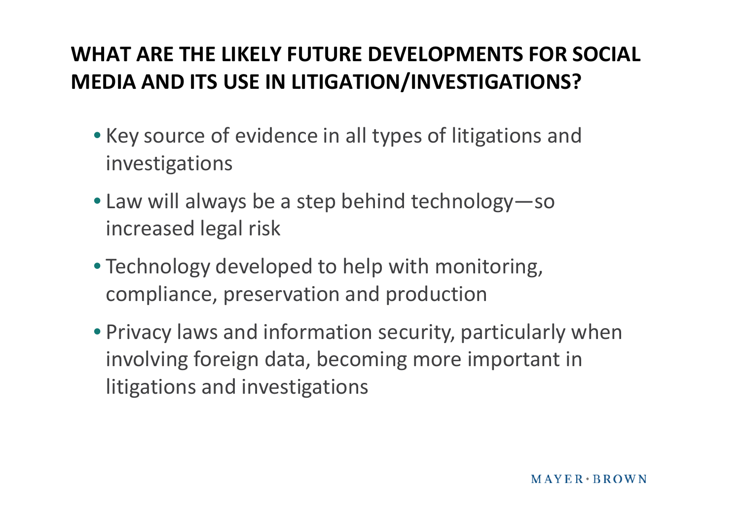## WHAT ARE THE LIKELY FUTURE DEVELOPMENTS FOR SOCIAL MEDIA AND ITS USE IN LITIGATION/INVESTIGATIONS?

- Key source of evidence in all types of litigations and investigations
- Law will always be a step behind technology—so increased legal risk
- Technology developed to help with monitoring, compliance, preservation and production
- Privacy laws and information security, particularly when involving foreign data, becoming more important in litigations and investigations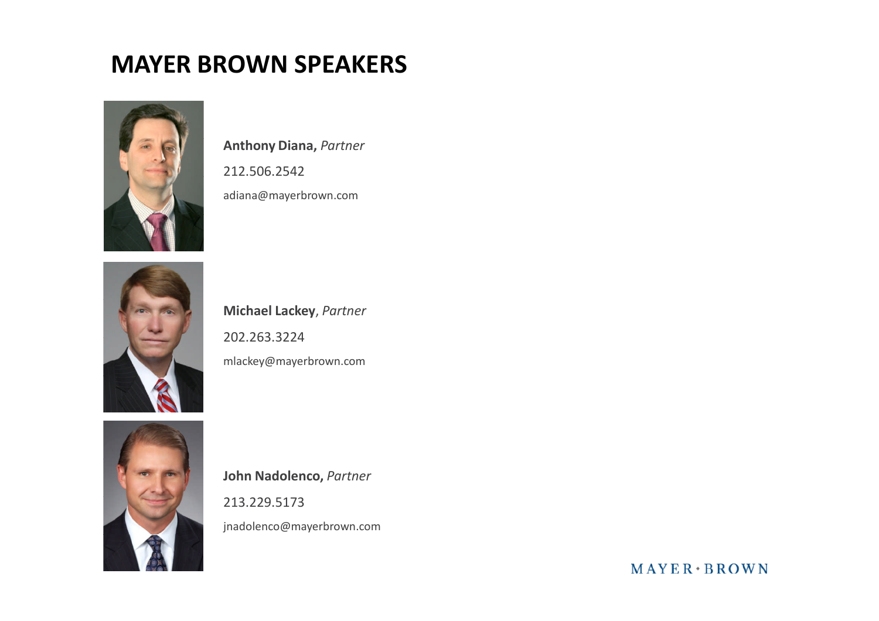# MAYER BROWN SPEAKERS

**Anthony Diana,** *Partner*

212.506.2542

adiana@mayerbrown.com

**Michael Lackey**, *Partner*

202.263.3224

mlackey@mayerbrown.com

**John Nadolenco,** *Partner*

213.229.5173

jnadolenco@mayerbrown.com